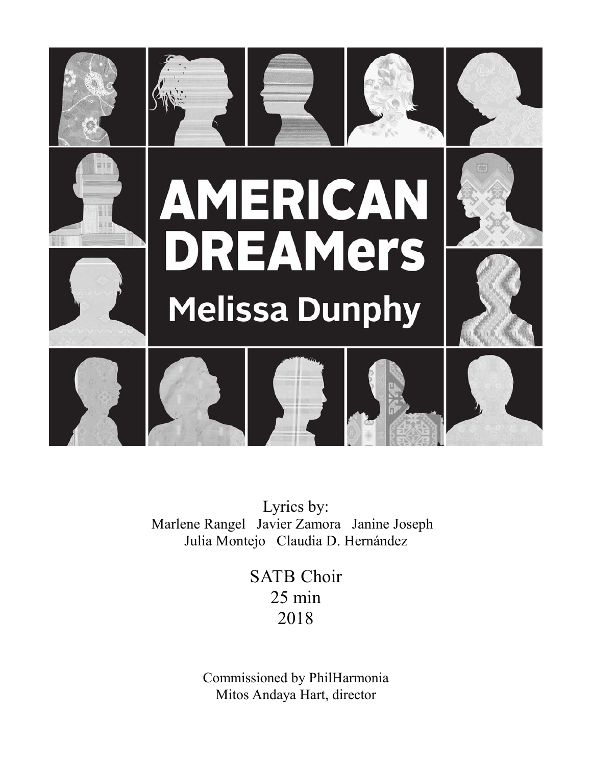# AMERICAN DREAMers

## Melissa Dunphy

Lyrics by:
Marlene Rangel Javier Zamora Janine Joseph
Julia Montejo Claudia D. Hernández

SATB Choir
25 min
2018

Commissioned by PhilHarmonia
Mitos Andaya Hart, director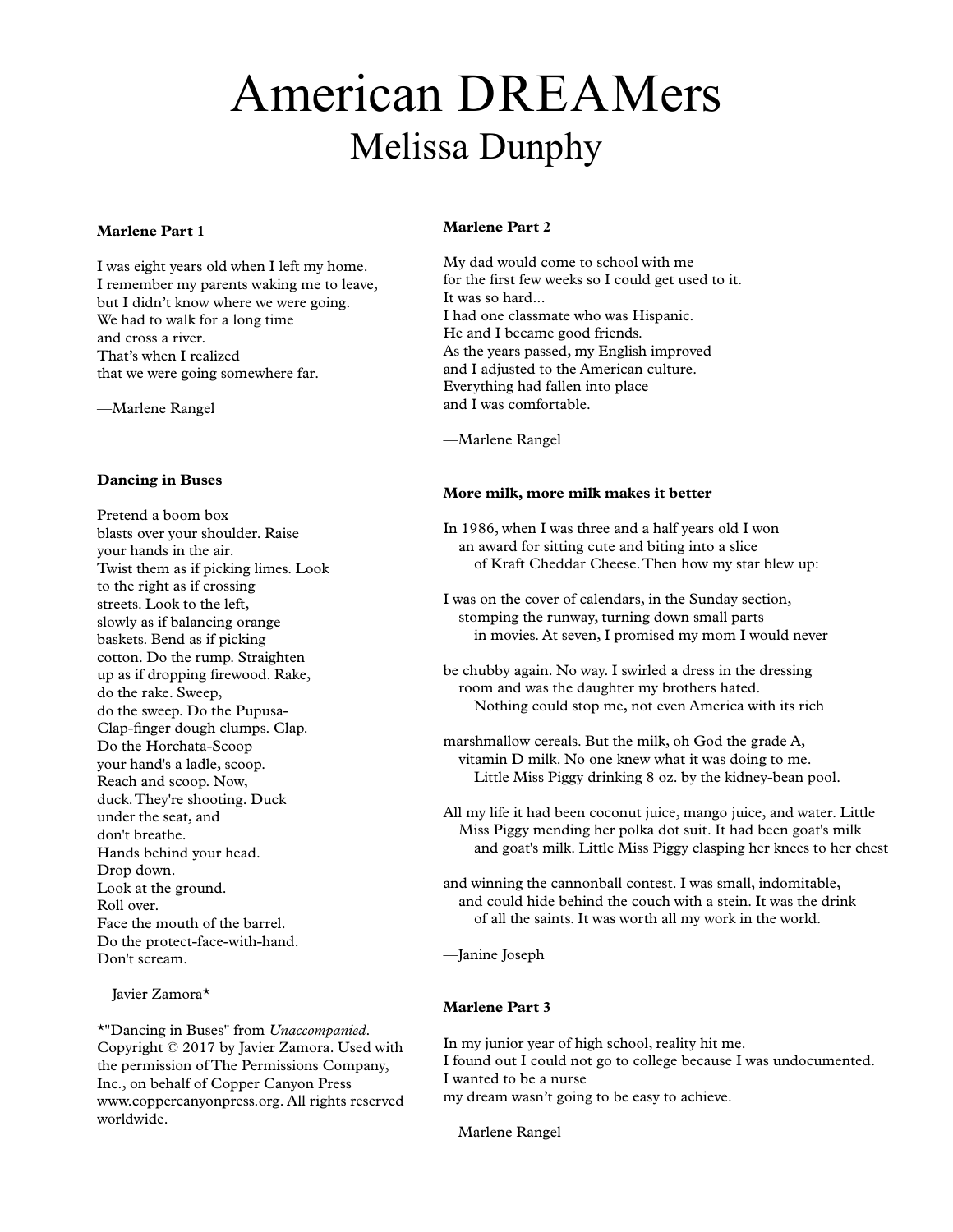# American DREAMers

## Melissa Dunphy

### Marlene Part 1

I was eight years old when I left my home.
I remember my parents waking me to leave,
but I didn't know where we were going.
We had to walk for a long time
and cross a river.
That's when I realized
that we were going somewhere far.

—Marlene Rangel

### Dancing in Buses

Pretend a boom box
blasts over your shoulder. Raise
your hands in the air.
Twist them as if picking limes. Look
to the right as if crossing
streets. Look to the left,
slowly as if balancing orange
baskets. Bend as if picking
cotton. Do the rump. Straighten
up as if dropping firewood. Rake,
do the rake. Sweep,
do the sweep. Do the Pupusa-
Clap-finger dough clumps. Clap.
Do the Horchata-Scoop—
your hand's a ladle, scoop.
Reach and scoop. Now,
duck. They're shooting. Duck
under the seat, and
don't breathe.
Hands behind your head.
Drop down.
Look at the ground.
Roll over.
Face the mouth of the barrel.
Do the protect-face-with-hand.
Don't scream.

—Javier Zamora*

*"Dancing in Buses" from *Unaccompanied*. Copyright © 2017 by Javier Zamora. Used with the permission of The Permissions Company, Inc., on behalf of Copper Canyon Press www.coppercanyonpress.org. All rights reserved worldwide.

### Marlene Part 2

My dad would come to school with me
for the first few weeks so I could get used to it.
It was so hard...
I had one classmate who was Hispanic.
He and I became good friends.
As the years passed, my English improved
and I adjusted to the American culture.
Everything had fallen into place
and I was comfortable.

—Marlene Rangel

### More milk, more milk makes it better

In 1986, when I was three and a half years old I won
an award for sitting cute and biting into a slice
of Kraft Cheddar Cheese. Then how my star blew up:

I was on the cover of calendars, in the Sunday section,
stomping the runway, turning down small parts
in movies. At seven, I promised my mom I would never

be chubby again. No way. I swirled a dress in the dressing
room and was the daughter my brothers hated.
Nothing could stop me, not even America with its rich

marshmallow cereals. But the milk, oh God the grade A,
vitamin D milk. No one knew what it was doing to me.
Little Miss Piggy drinking 8 oz. by the kidney-bean pool.

All my life it had been coconut juice, mango juice, and water. Little
Miss Piggy mending her polka dot suit. It had been goat's milk
and goat's milk. Little Miss Piggy clasping her knees to her chest

and winning the cannonball contest. I was small, indomitable,
and could hide behind the couch with a stein. It was the drink
of all the saints. It was worth all my work in the world.

—Janine Joseph

### Marlene Part 3

In my junior year of high school, reality hit me.
I found out I could not go to college because I was undocumented.
I wanted to be a nurse
my dream wasn't going to be easy to achieve.

—Marlene Rangel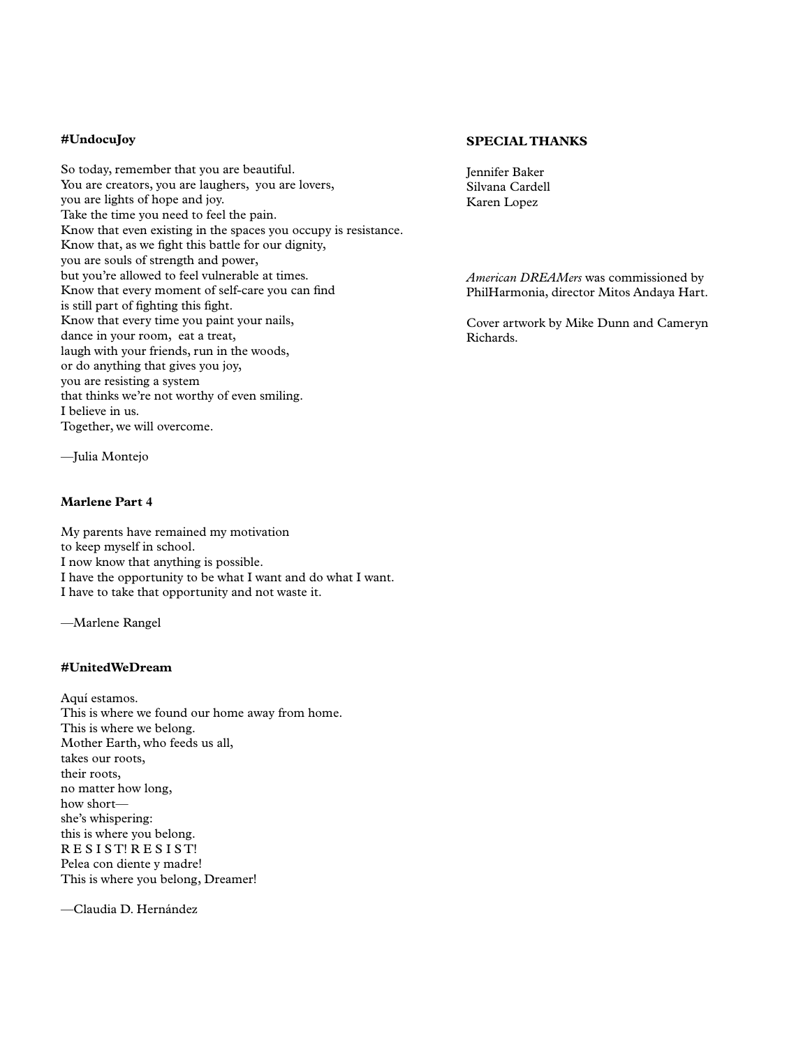### #UndocuJoy

So today, remember that you are beautiful.
You are creators, you are laughers, you are lovers,
you are lights of hope and joy.
Take the time you need to feel the pain.
Know that even existing in the spaces you occupy is resistance.
Know that, as we fight this battle for our dignity,
you are souls of strength and power,
but you're allowed to feel vulnerable at times.
Know that every moment of self-care you can find
is still part of fighting this fight.
Know that every time you paint your nails,
dance in your room, eat a treat,
laugh with your friends, run in the woods,
or do anything that gives you joy,
you are resisting a system
that thinks we're not worthy of even smiling.
I believe in us.
Together, we will overcome.

—Julia Montejo

### Marlene Part 4

My parents have remained my motivation
to keep myself in school.
I now know that anything is possible.
I have the opportunity to be what I want and do what I want.
I have to take that opportunity and not waste it.

—Marlene Rangel

### #UnitedWeDream

Aquí estamos.
This is where we found our home away from home.
This is where we belong.
Mother Earth, who feeds us all,
takes our roots,
their roots,
no matter how long,
how short—
she's whispering:
this is where you belong.
R E S I S T! R E S I S T!
Pelea con diente y madre!
This is where you belong, Dreamer!

—Claudia D. Hernández

### SPECIAL THANKS

Jennifer Baker
Silvana Cardell
Karen Lopez

*American DREAMers* was commissioned by PhilHarmonia, director Mitos Andaya Hart.

Cover artwork by Mike Dunn and Cameryn Richards.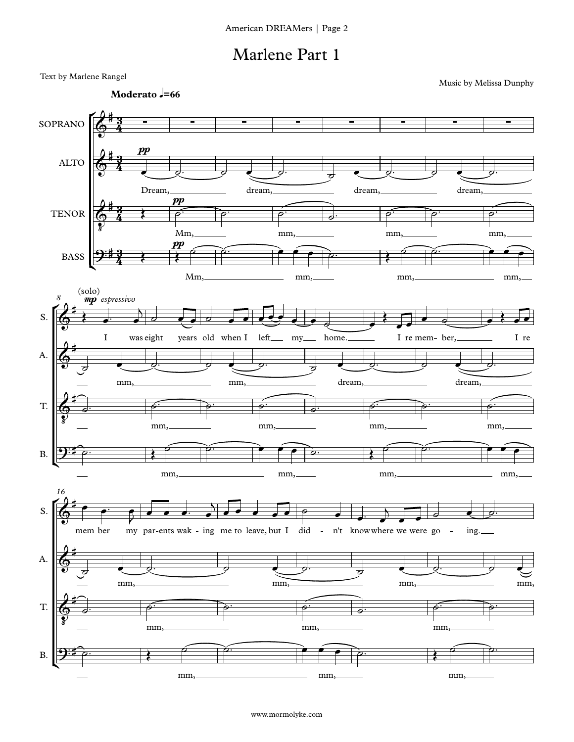# Marlene Part 1

Text by Marlene Rangel

Music by Melissa Dunphy

**Moderato** ♩=66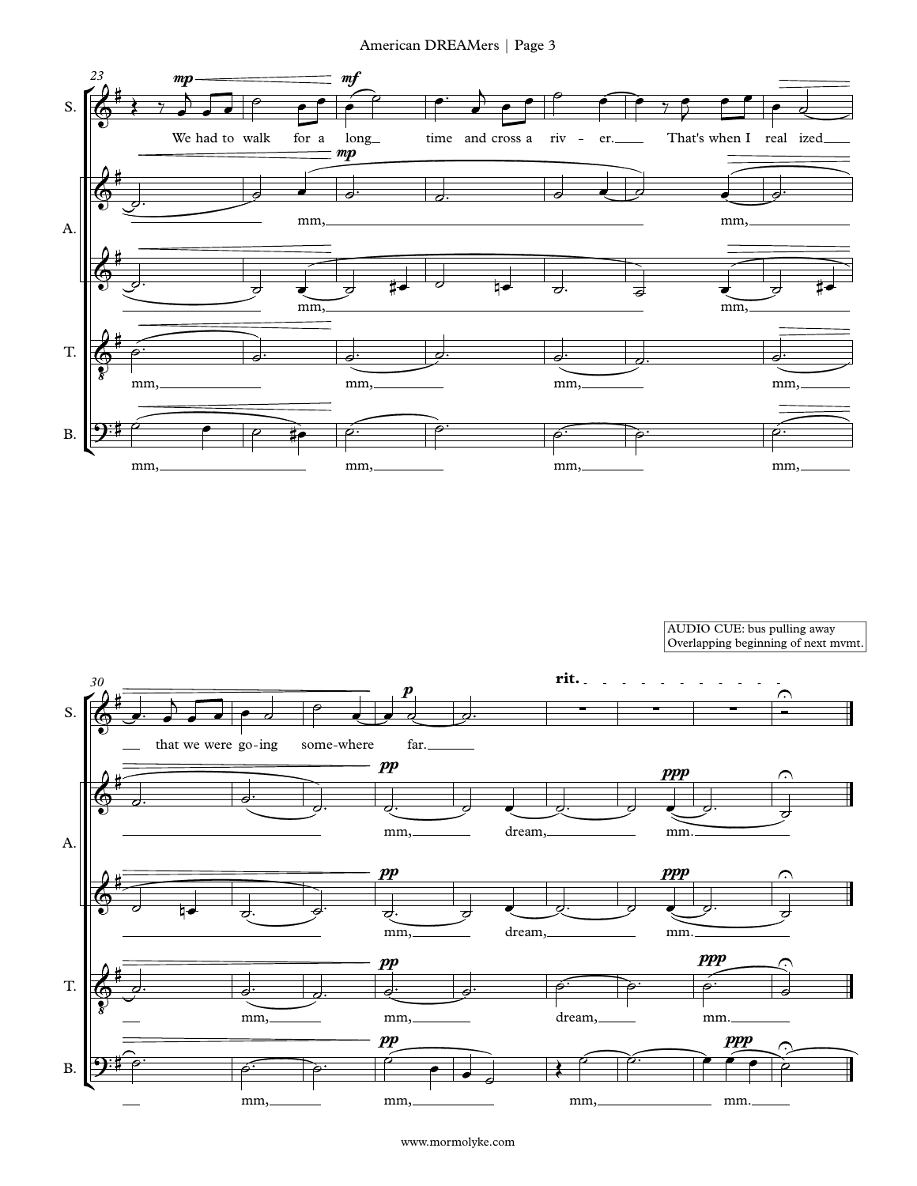AUDIO CUE: bus pulling away
Overlapping beginning of next mvmt.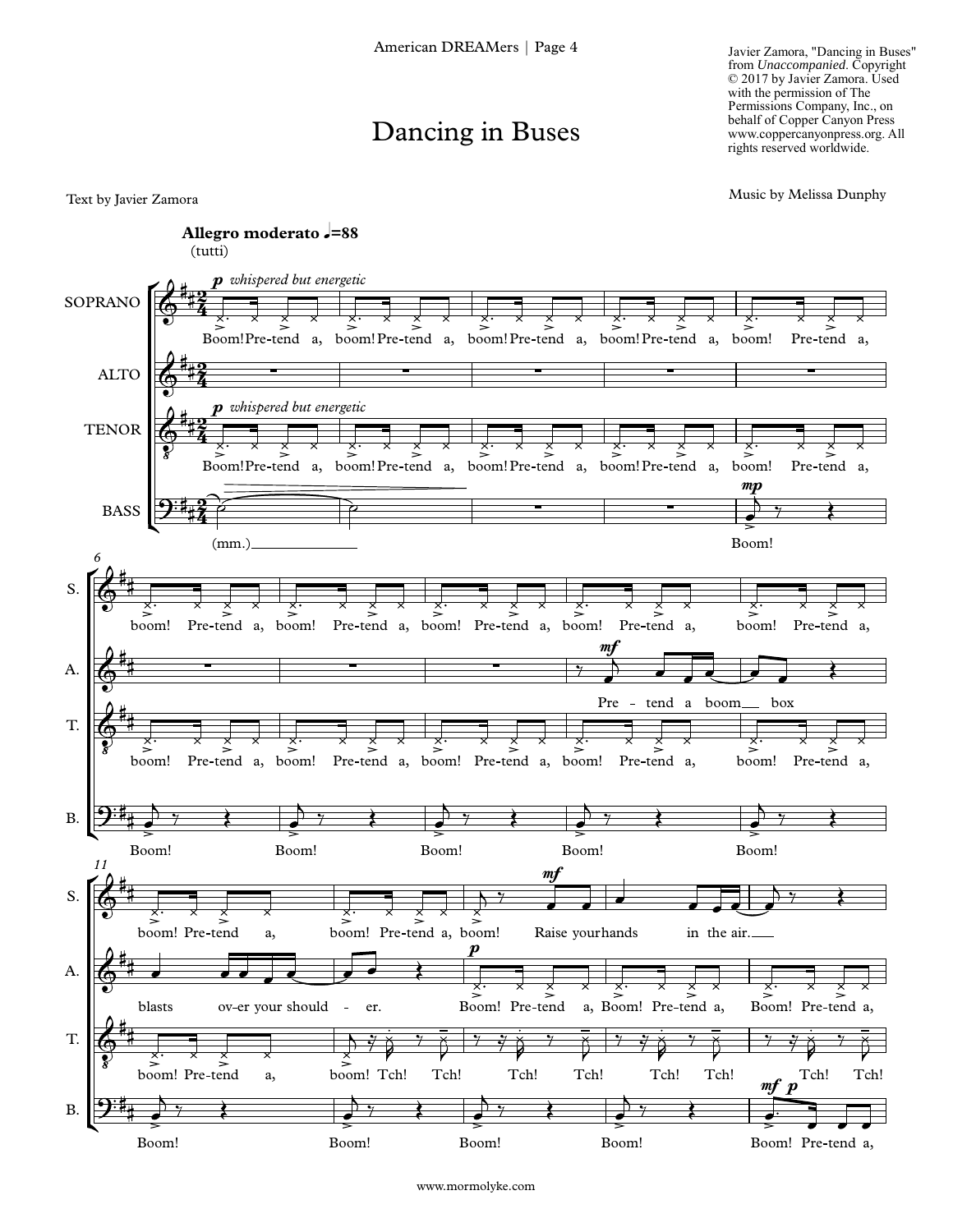# Dancing in Buses

Javier Zamora, "Dancing in Buses" from *Unaccompanied*. Copyright © 2017 by Javier Zamora. Used with the permission of The Permissions Company, Inc., on behalf of Copper Canyon Press www.coppercanyonpress.org. All rights reserved worldwide.

Text by Javier Zamora

Music by Melissa Dunphy

**Allegro moderato** ♩=88

(tutti)

SOPRANO: *p whispered but energetic* Boom! Pre-tend a, boom! Pre-tend a, boom! Pre-tend a, boom! Pre-tend a, boom! Pre-tend a, boom! Pre-tend a, boom! Pre-tend a, boom! Pre-tend a, boom! Pre-tend a, boom! Pre-tend a, boom! Pre-tend a, boom! Pre-tend a, boom! *mf* Raise your hands in the air.

ALTO: *mf* Pre - tend a boom box blasts ov-er your should - er. *p* Boom! Pre-tend a, Boom! Pre-tend a, Boom! Pre-tend a,

TENOR: *p whispered but energetic* Boom! Pre-tend a, boom! Pre-tend a, boom! Pre-tend a, boom! Pre-tend a, boom! Pre-tend a, boom! Pre-tend a, boom! Pre-tend a, boom! Pre-tend a, boom! Pre-tend a, boom! Pre-tend a, boom! Pre-tend a, boom! Tch! Tch! Tch! Tch! Tch! Tch! Tch! Tch!

BASS: (mm.) *mp* Boom! Boom! Boom! Boom! Boom! Boom! Boom! Boom! Boom! Boom! Boom! *mf p* Boom! Pre-tend a,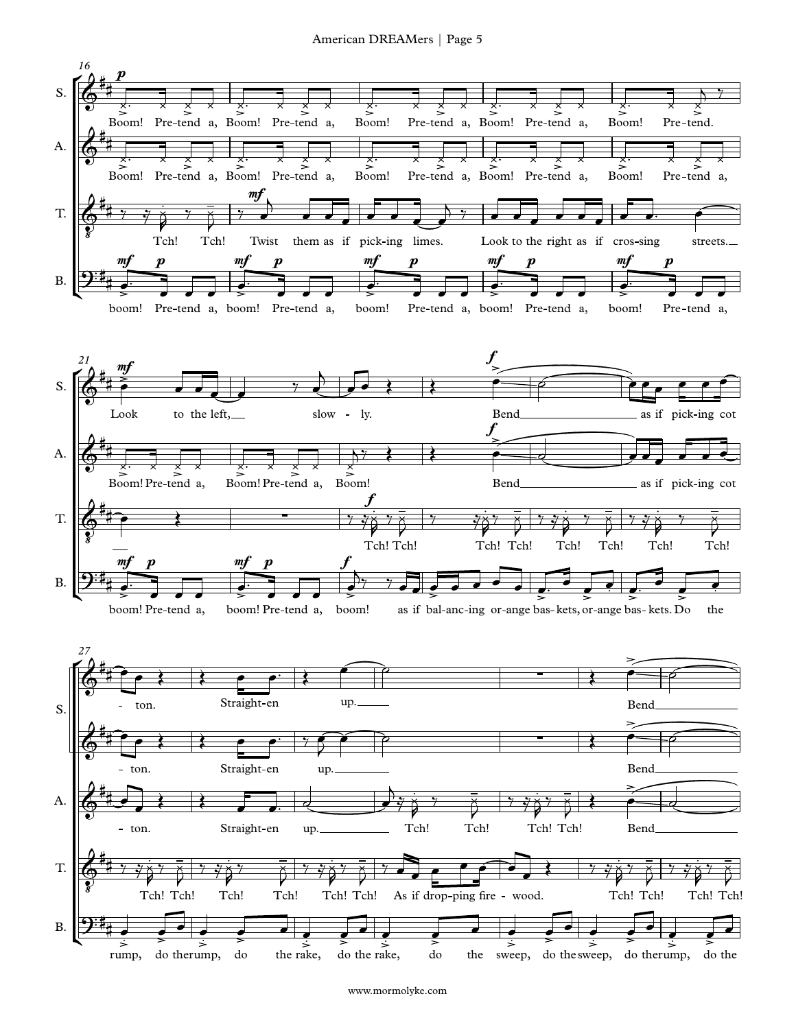**16**

S. *p* Boom! Pre-tend a, Boom! Pre-tend a, Boom! Pre-tend a, Boom! Pre-tend a, Boom! Pre-tend.

A. Boom! Pre-tend a, Boom! Pre-tend a, Boom! Pre-tend a, Boom! Pre-tend a, Boom! Pre-tend a,

T. Tch! Tch! *mf* Twist them as if pick-ing limes. Look to the right as if cros-sing streets.

B. *mf* boom! *p* Pre-tend a, *mf* boom! *p* Pre-tend a, *mf* boom! *p* Pre-tend a, *mf* boom! *p* Pre-tend a, *mf* boom! *p* Pre-tend a,

**21**

S. *mf* Look to the left, slow - ly. *f* Bend as if pick-ing cot

A. Boom! Pre-tend a, Boom! Pre-tend a, Boom! *f* Bend as if pick-ing cot

T. *f* Tch! Tch! Tch! Tch! Tch! Tch! Tch! Tch!

B. *mf* boom! *p* Pre-tend a, *mf* boom! *p* Pre-tend a, *f* boom! as if bal-anc-ing or-ange bas-kets, or-ange bas-kets. Do the

**27**

S. - ton. Straight-en up. Bend

S. - ton. Straight-en up. Bend

A. - ton. Straight-en up. Tch! Tch! Tch! Tch! Bend

T. Tch! Tch! Tch! Tch! Tch! Tch! As if drop-ping fire - wood. Tch! Tch! Tch! Tch!

B. rump, do the rump, do the rake, do the rake, do the sweep, do the sweep, do the rump, do the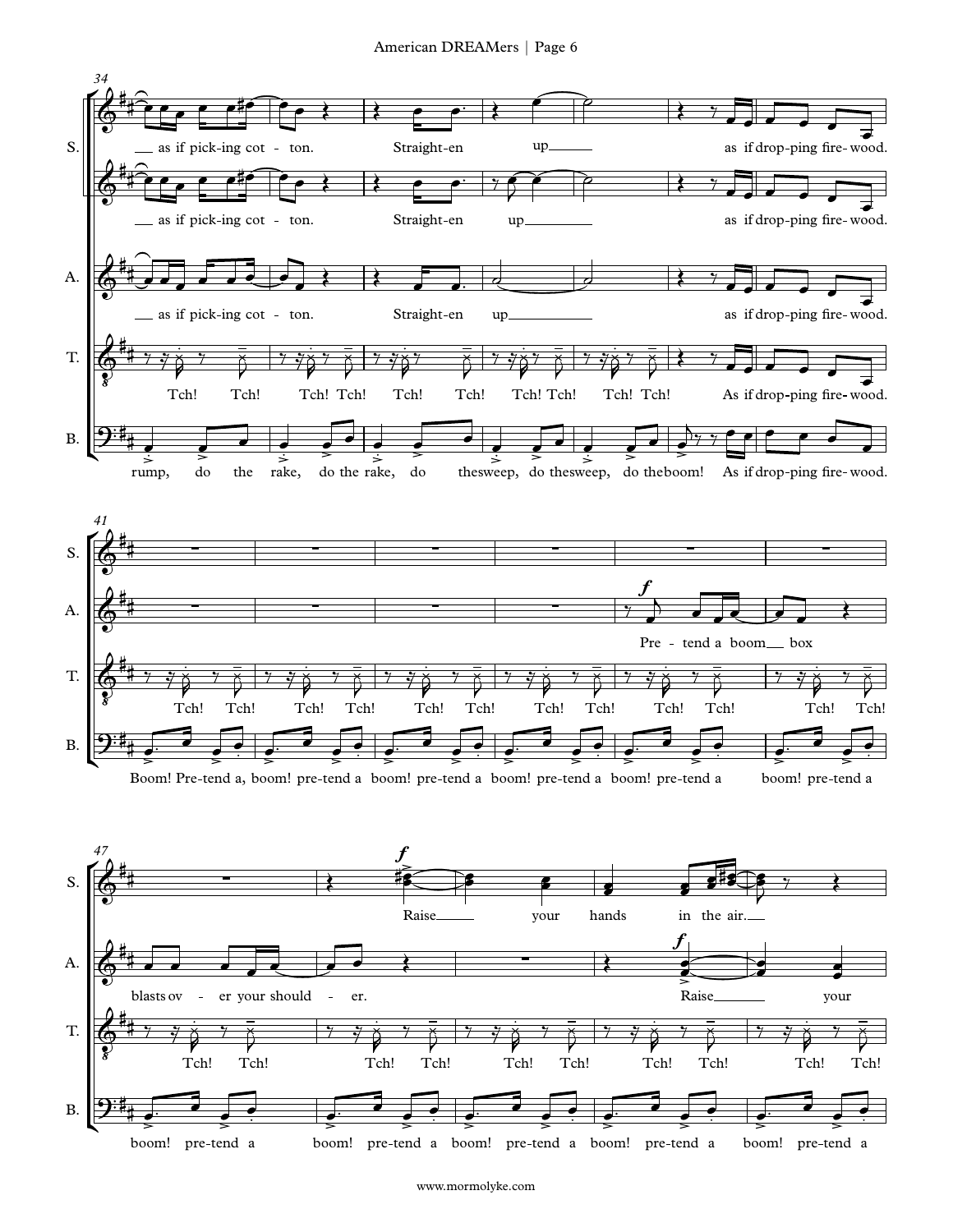**34**

S.: as if pick-ing cot - ton. Straight-en up as if drop-ping fire-wood.

S.: as if pick-ing cot - ton. Straight-en up as if drop-ping fire-wood.

A.: as if pick-ing cot - ton. Straight-en up as if drop-ping fire-wood.

T.: Tch! Tch! Tch! Tch! Tch! Tch! Tch! Tch! Tch! Tch! As if drop-ping fire-wood.

B.: rump, do the rake, do the rake, do the sweep, do the sweep, do the boom! As if drop-ping fire-wood.

**41**

A.: *f* Pre - tend a boom box

T.: Tch! Tch! Tch! Tch! Tch! Tch! Tch! Tch! Tch! Tch! Tch! Tch!

B.: Boom! Pre-tend a, boom! pre-tend a boom! pre-tend a boom! pre-tend a boom! pre-tend a boom! pre-tend a

**47**

S.: *f* Raise your hands in the air.

A.: blasts ov - er your should - er. *f* Raise your

T.: Tch! Tch! Tch! Tch! Tch! Tch! Tch! Tch! Tch! Tch!

B.: boom! pre-tend a boom! pre-tend a boom! pre-tend a boom! pre-tend a boom! pre-tend a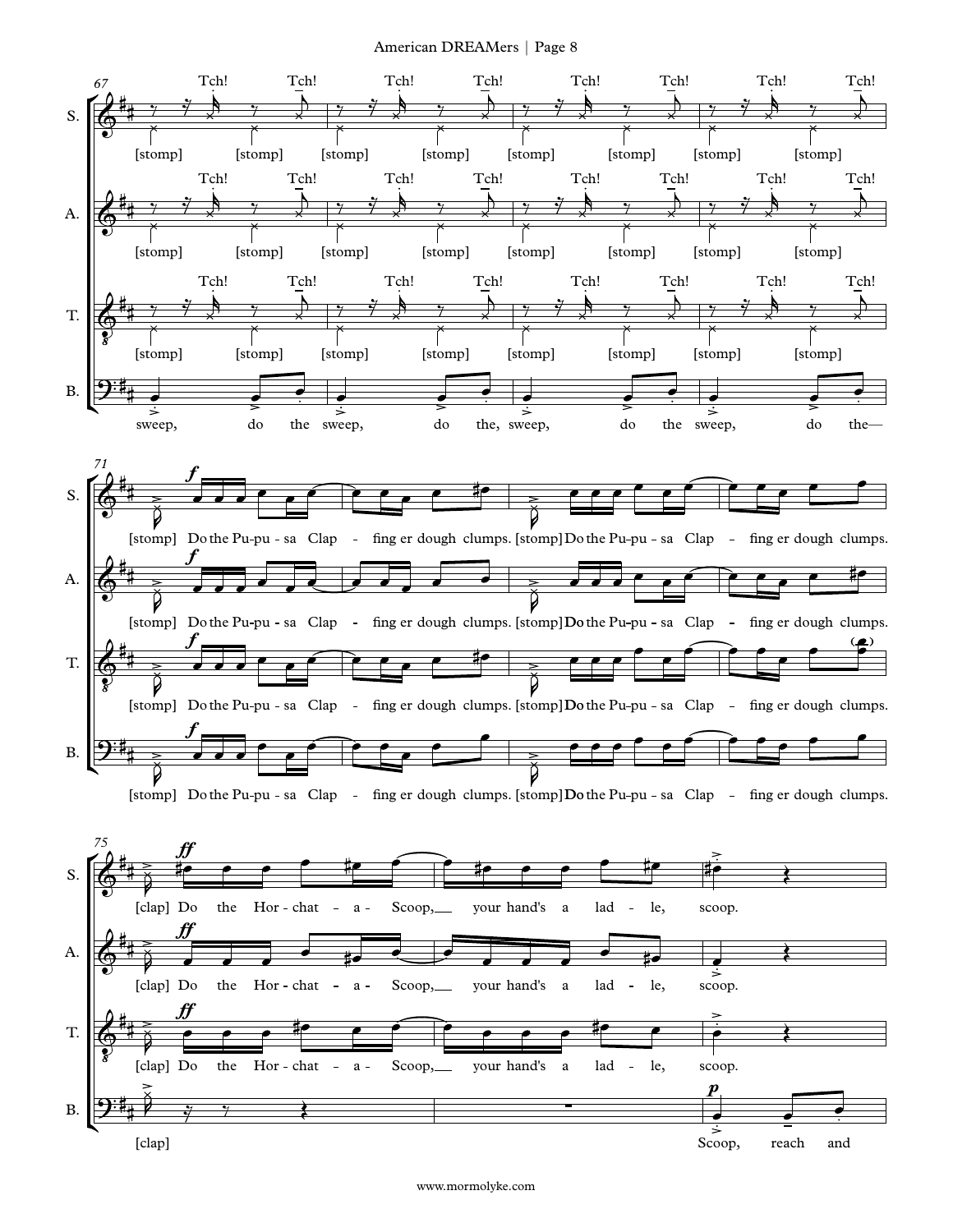S. A. T.: Tch! Tch! Tch! Tch! Tch! Tch! Tch! Tch!

[stomp] [stomp] [stomp] [stomp] [stomp] [stomp] [stomp] [stomp]

B.: sweep, do the sweep, do the, sweep, do the sweep, do the—

*f*

S.: [stomp] Do the Pu-pu - sa Clap - fing er dough clumps. [stomp] Do the Pu-pu - sa Clap - fing er dough clumps.

A.: [stomp] Do the Pu-pu - sa Clap - fing er dough clumps. [stomp] Do the Pu-pu - sa Clap - fing er dough clumps.

T.: [stomp] Do the Pu-pu - sa Clap - fing er dough clumps. [stomp] Do the Pu-pu - sa Clap - fing er dough clumps.

B.: [stomp] Do the Pu-pu - sa Clap - fing er dough clumps. [stomp] Do the Pu-pu - sa Clap - fing er dough clumps.

*ff*

S.: [clap] Do the Hor - chat - a - Scoop, your hand's a lad - le, scoop.

A.: [clap] Do the Hor - chat - a - Scoop, your hand's a lad - le, scoop.

T.: [clap] Do the Hor - chat - a - Scoop, your hand's a lad - le, scoop.

B.: [clap] *p* Scoop, reach and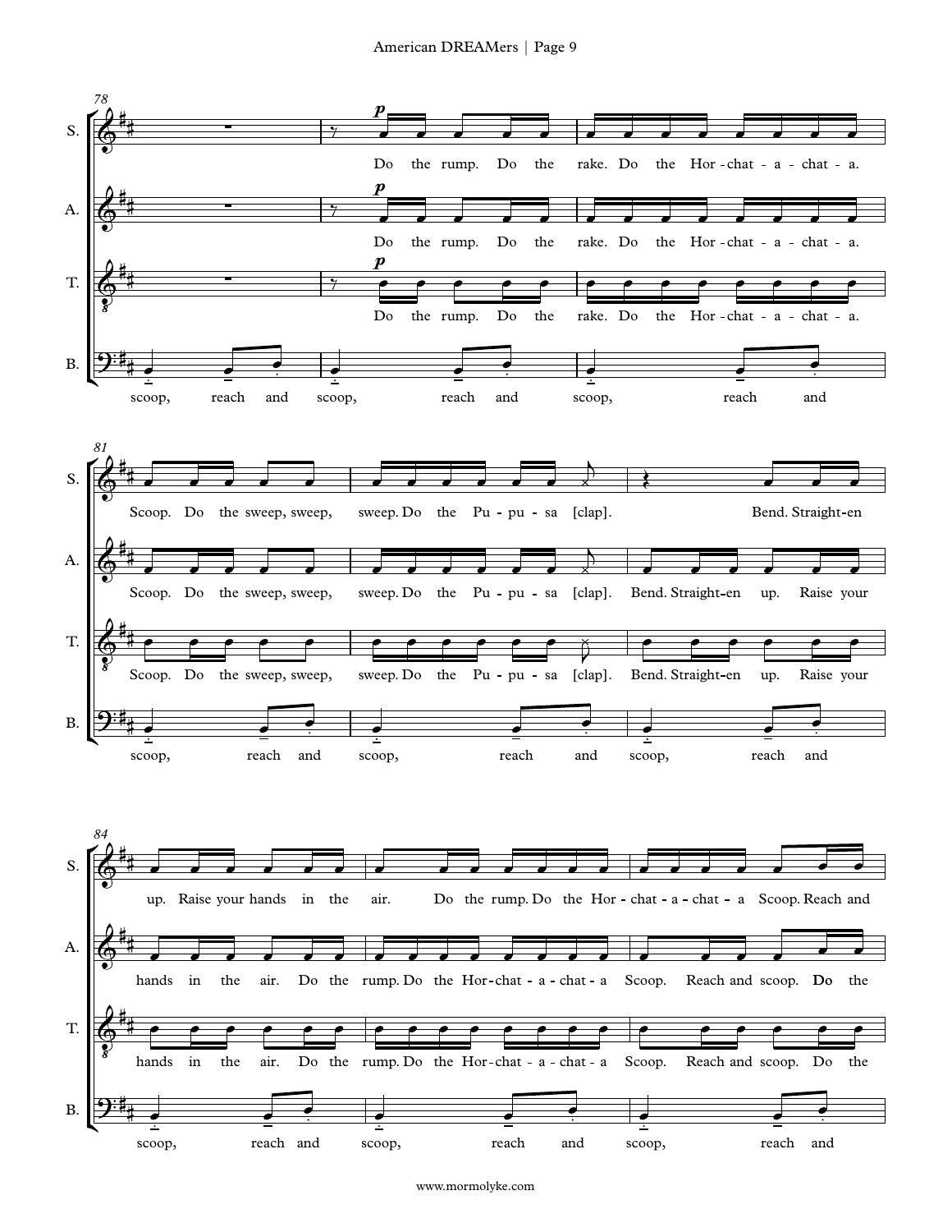**78**

S. — *p* Do the rump. Do the rake. Do the Hor - chat - a - chat - a.

A. — *p* Do the rump. Do the rake. Do the Hor - chat - a - chat - a.

T. — *p* Do the rump. Do the rake. Do the Hor - chat - a - chat - a.

B. — scoop, reach and scoop, reach and scoop, reach and

**81**

S. — Scoop. Do the sweep, sweep, sweep. Do the Pu - pu - sa [clap]. Bend. Straight-en

A. — Scoop. Do the sweep, sweep, sweep. Do the Pu - pu - sa [clap]. Bend. Straight-en up. Raise your

T. — Scoop. Do the sweep, sweep, sweep. Do the Pu - pu - sa [clap]. Bend. Straight-en up. Raise your

B. — scoop, reach and scoop, reach and scoop, reach and

**84**

S. — up. Raise your hands in the air. Do the rump. Do the Hor - chat - a - chat - a Scoop. Reach and

A. — hands in the air. Do the rump. Do the Hor-chat - a - chat - a Scoop. Reach and scoop. Do the

T. — hands in the air. Do the rump. Do the Hor-chat - a - chat - a Scoop. Reach and scoop. Do the

B. — scoop, reach and scoop, reach and scoop, reach and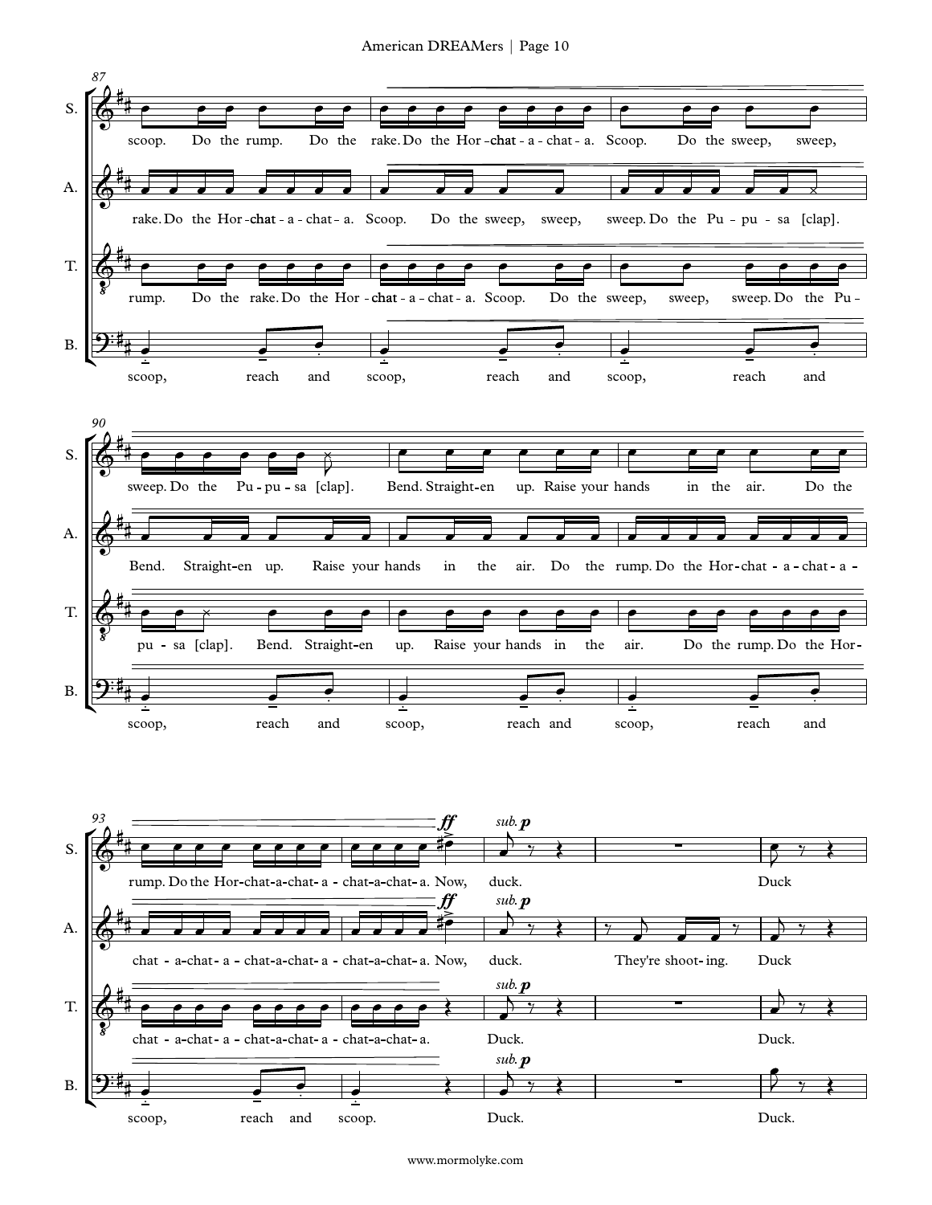87

S. scoop. Do the rump. Do the rake. Do the Hor-chat-a-chat-a. Scoop. Do the sweep, sweep,

A. rake. Do the Hor-chat-a-chat-a. Scoop. Do the sweep, sweep, sweep. Do the Pu-pu-sa [clap].

T. rump. Do the rake. Do the Hor-chat-a-chat-a. Scoop. Do the sweep, sweep, sweep. Do the Pu-

B. scoop, reach and scoop, reach and scoop, reach and

90

S. sweep. Do the Pu-pu-sa [clap]. Bend. Straight-en up. Raise your hands in the air. Do the

A. Bend. Straight-en up. Raise your hands in the air. Do the rump. Do the Hor-chat-a-chat-a-

T. pu-sa [clap]. Bend. Straight-en up. Raise your hands in the air. Do the rump. Do the Hor-

B. scoop, reach and scoop, reach and scoop, reach and

93

S. rump. Do the Hor-chat-a-chat-a-chat-a-chat-a. Now, *ff* duck. *sub.* *p* Duck

A. chat-a-chat-a-chat-a-chat-a-chat-a-chat-a. Now, *ff* duck. *sub.* *p* They're shoot-ing. Duck

T. chat-a-chat-a-chat-a-chat-a-chat-a-chat-a. Duck. *sub.* *p* Duck.

B. scoop, reach and scoop. Duck. *sub.* *p* Duck.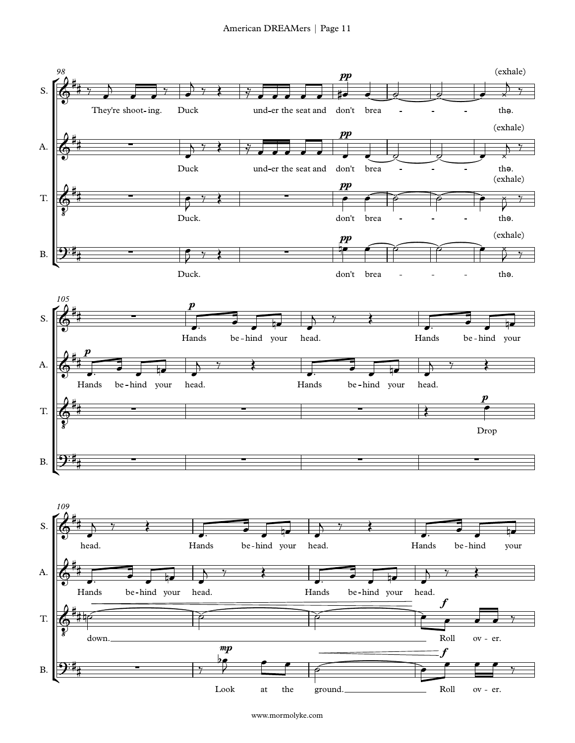98

**S.** They're shoot-ing. Duck und-er the seat and don't brea - - - thə. (exhale)

**A.** Duck und-er the seat and don't brea - - - thə. (exhale)

**T.** Duck. don't brea - - - thə. (exhale)

**B.** Duck. don't brea - - - thə. (exhale)

105

**S.** Hands be-hind your head. Hands be-hind your

**A.** Hands be-hind your head. Hands be-hind your head.

**T.** Drop

**B.**

109

**S.** head. Hands be-hind your head. Hands be-hind your

**A.** Hands be-hind your head. Hands be-hind your head.

**T.** down. Roll ov - er.

**B.** Look at the ground. Roll ov - er.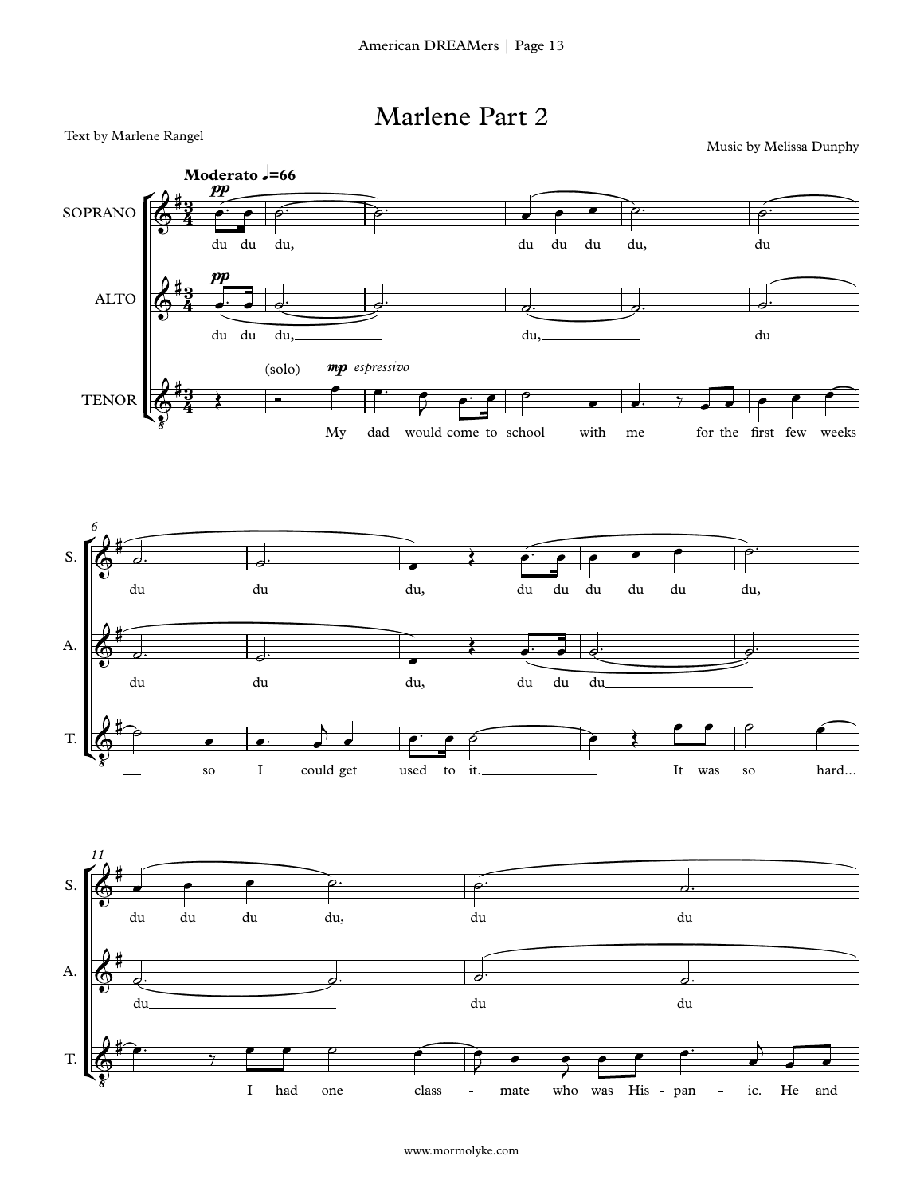# Marlene Part 2

Text by Marlene Rangel

Music by Melissa Dunphy

**Moderato** ♩.=66

SOPRANO: du du du, du du du du, du du du du, du du du du du du, du du du du, du du

ALTO: du du du, du, du du du du, du du du du, du du

TENOR: (solo) *mp espressivo* My dad would come to school with me for the first few weeks so I could get used to it. It was so hard... I had one class - mate who was His - pan - ic. He and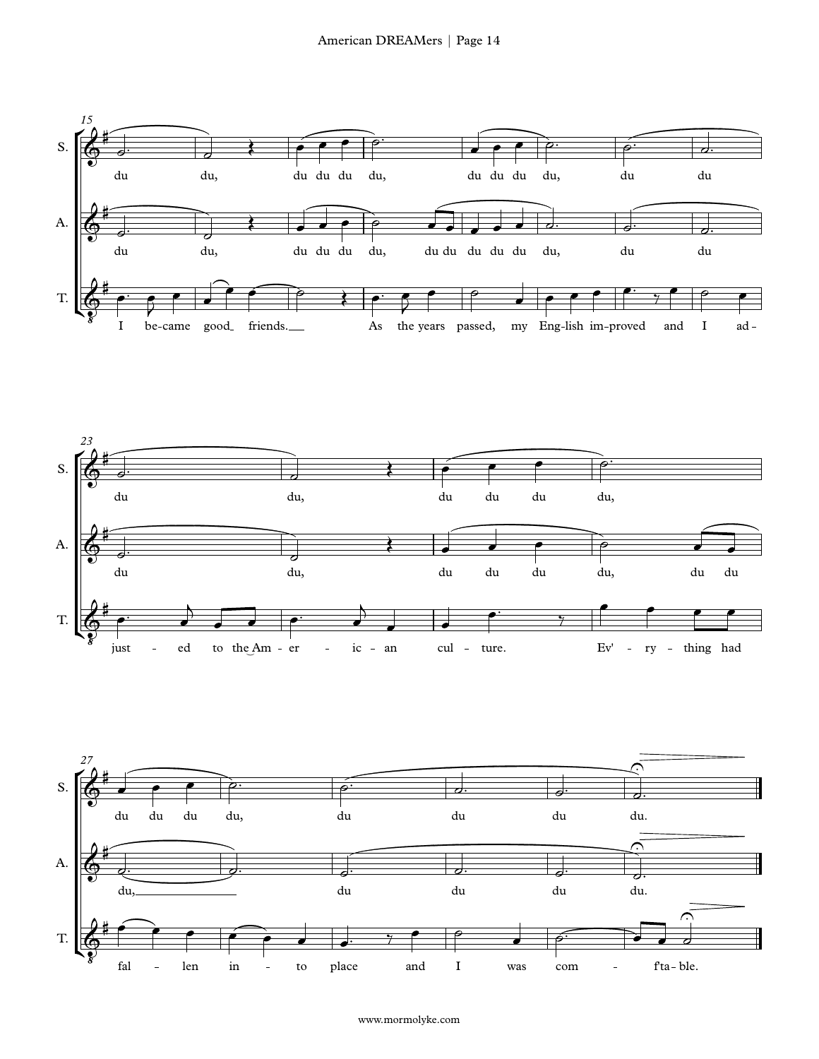15

S. du du, du du du du, du du du du, du du

A. du du, du du du du, du du du du du du, du du

T. I be-came good friends. As the years passed, my Eng-lish im-proved and I ad-

23

S. du du, du du du du,

A. du du, du du du du, du du

T. just - ed to the Am - er - ic - an cul - ture. Ev' - ry - thing had

27

S. du du du du, du du du du.

A. du, du du du du.

T. fal - len in - to place and I was com - f'ta - ble.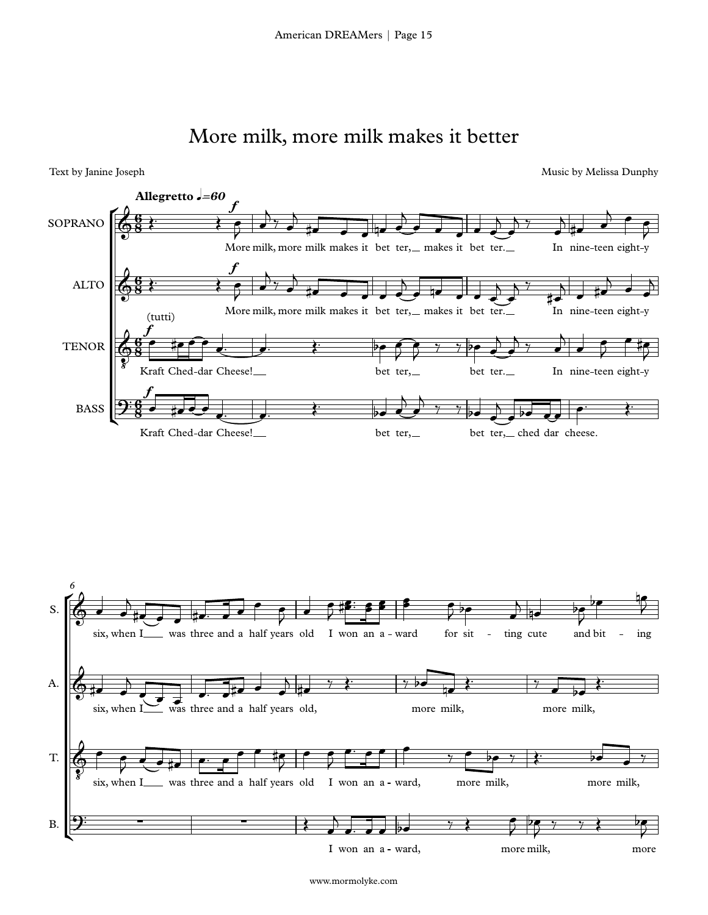# More milk, more milk makes it better

Text by Janine Joseph

Music by Melissa Dunphy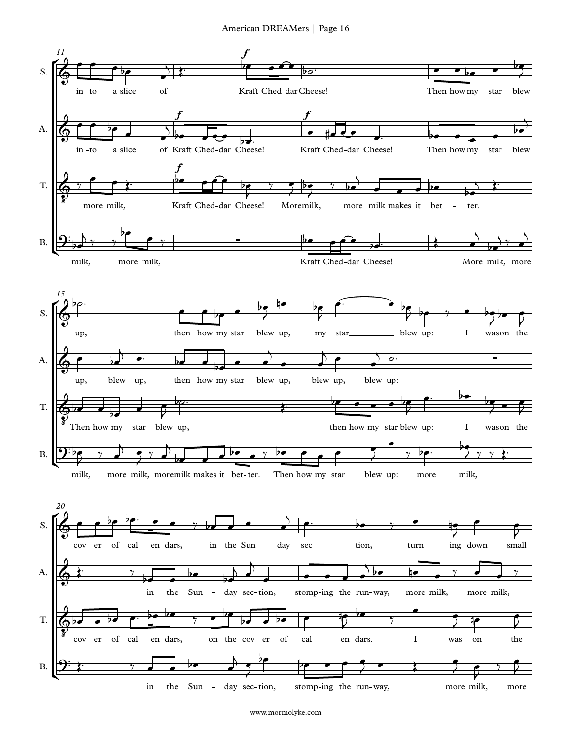**S.** in-to a slice of Kraft Ched-dar Cheese! Then how my star blew

**A.** in-to a slice of Kraft Ched-dar Cheese! Kraft Ched-dar Cheese! Then how my star blew

**T.** more milk, Kraft Ched-dar Cheese! More milk, more milk makes it bet - ter.

**B.** milk, more milk, Kraft Ched-dar Cheese! More milk, more

**S.** up, then how my star blew up, my star blew up: I was on the

**A.** up, blew up, then how my star blew up, blew up, blew up:

**T.** Then how my star blew up, then how my star blew up: I was on the

**B.** milk, more milk, more milk makes it bet-ter. Then how my star blew up: more milk,

**S.** cov-er of cal-en-dars, in the Sun - day sec - tion, turn - ing down small

**A.** in the Sun - day sec-tion, stomp-ing the run-way, more milk, more milk,

**T.** cov-er of cal-en-dars, on the cov-er of cal - en-dars. I was on the

**B.** in the Sun - day sec-tion, stomp-ing the run-way, more milk, more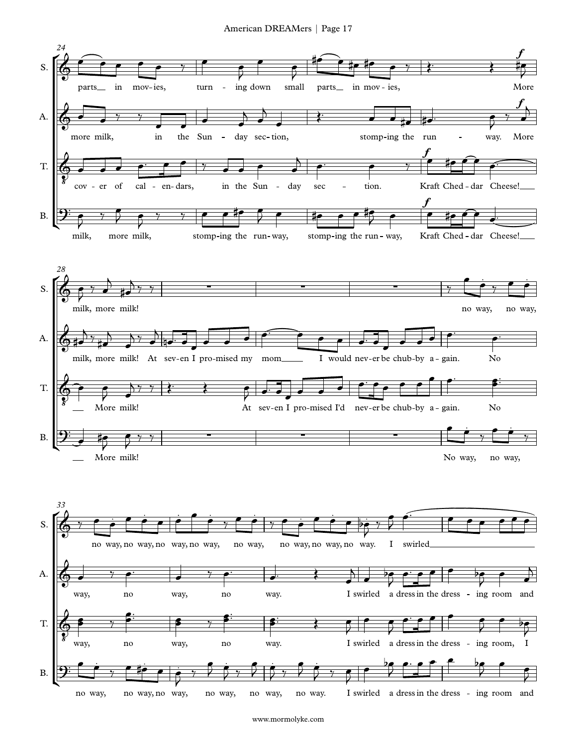**m. 24**

S.: parts in mov-ies, turn-ing down small parts in mov-ies, *f* More

A.: more milk, in the Sun-day sec-tion, stomp-ing the run-way. *f* More

T.: cov-er of cal-en-dars, in the Sun-day sec-tion. *f* Kraft Ched-dar Cheese!

B.: milk, more milk, stomp-ing the run-way, stomp-ing the run-way, *f* Kraft Ched-dar Cheese!

**m. 28**

S.: milk, more milk! no way, no way,

A.: milk, more milk! At sev-en I pro-mised my mom I would nev-er be chub-by a-gain. No

T.: More milk! At sev-en I pro-mised I'd nev-er be chub-by a-gain. No

B.: More milk! No way, no way,

**m. 33**

S.: no way, no way, no way, no way, no way, no way, no way, no way, no way. I swirled

A.: way, no way, no way. I swirled a dress in the dress-ing room and

T.: way, no way, no way. I swirled a dress in the dress-ing room, I

B.: no way, no way, no way, no way, no way, no way. I swirled a dress in the dress-ing room and

www.mormolyke.com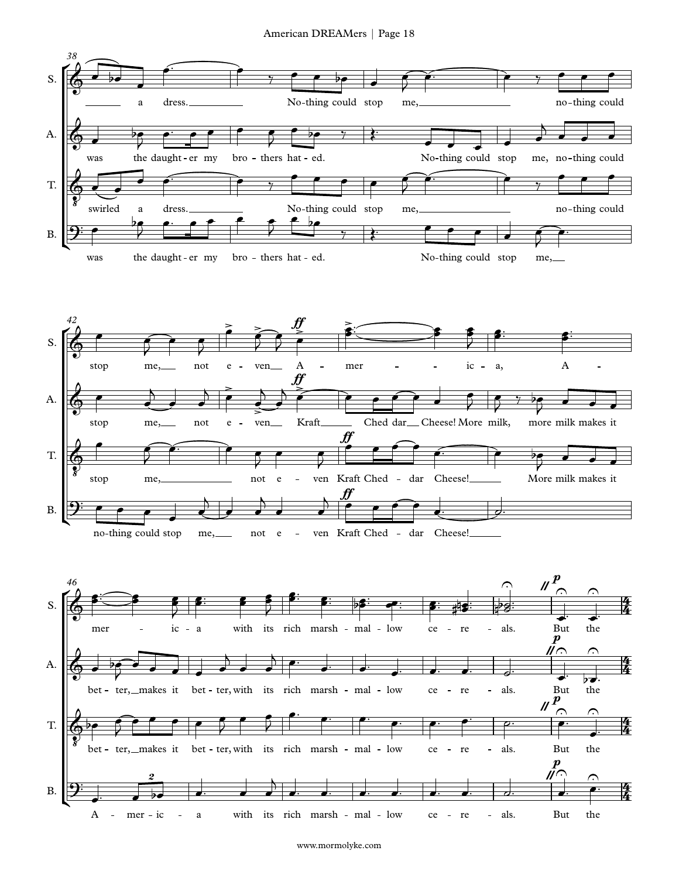**38**

S.: a dress. Nothing could stop me, nothing could

A.: was the daughter my brothers hated. Nothing could stop me, nothing could

T.: swirled a dress. Nothing could stop me, nothing could

B.: was the daughter my brothers hated. Nothing could stop me,

**42**

S.: stop me, not even America, America

A.: stop me, not even Kraft Cheddar Cheese! More milk, more milk makes it

T.: stop me, not even Kraft Cheddar Cheese! More milk makes it

B.: nothing could stop me, not even Kraft Cheddar Cheese!

**46**

S.: merica with its rich marshmallow cereals. But the

A.: better, makes it better, with its rich marshmallow cereals. But the

T.: better, makes it better, with its rich marshmallow cereals. But the

B.: America with its rich marshmallow cereals. But the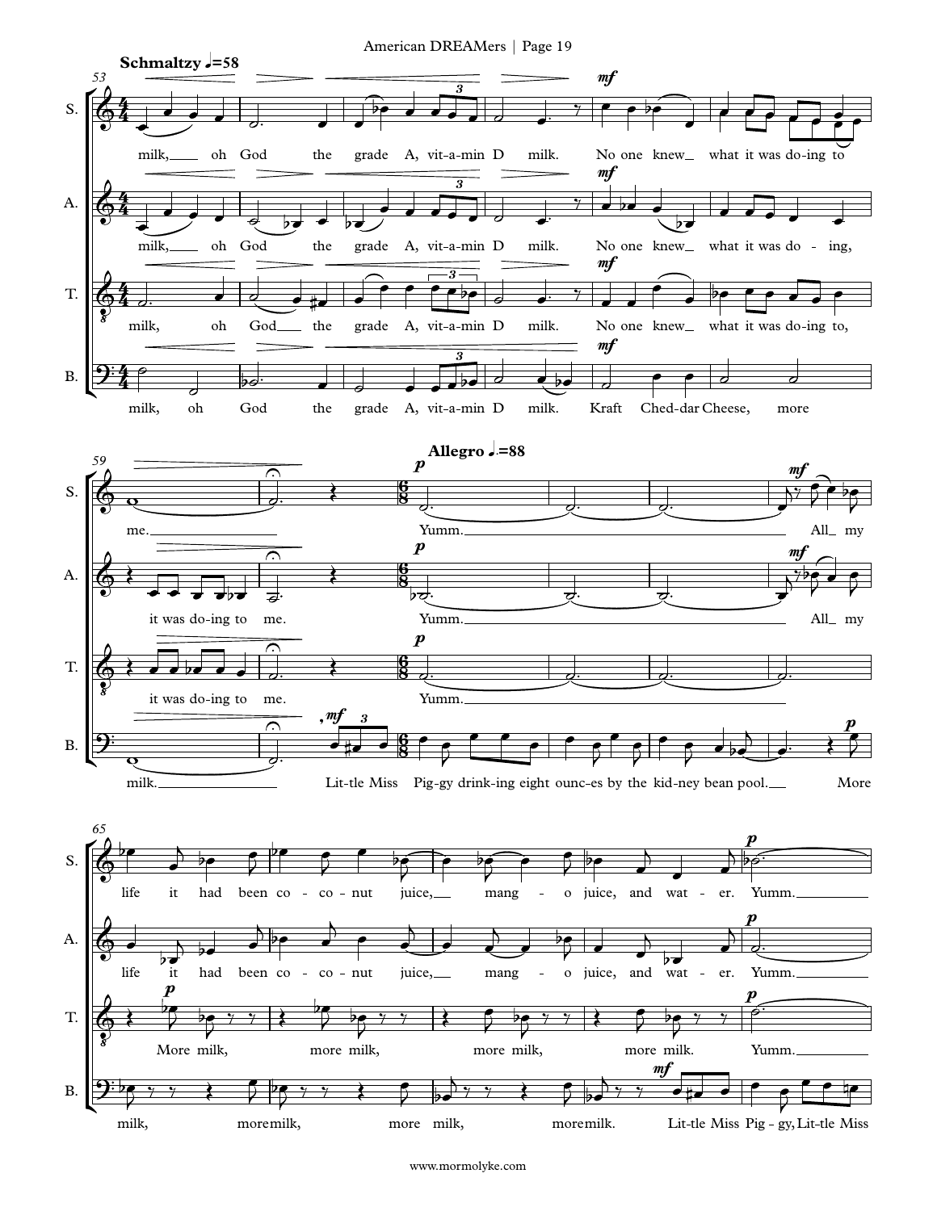**Schmaltzy** ♩=58

S.: milk, oh God the grade A, vit-a-min D milk. No one knew what it was do-ing to

A.: milk, oh God the grade A, vit-a-min D milk. No one knew what it was do - ing,

T.: milk, oh God the grade A, vit-a-min D milk. No one knew what it was do-ing to,

B.: milk, oh God the grade A, vit-a-min D milk. Kraft Ched-dar Cheese, more

S.: me.

A.: it was do-ing to me.

T.: it was do-ing to me.

B.: milk. Lit-tle Miss

**Allegro** ♩.=88

S.: Yumm. All my

A.: Yumm. All my

T.: Yumm.

B.: Pig-gy drink-ing eight ounc-es by the kid-ney bean pool. More

S.: life it had been co - co - nut juice, mang - o juice, and wat - er. Yumm.

A.: life it had been co - co - nut juice, mang - o juice, and wat - er. Yumm.

T.: More milk, more milk, more milk, more milk. Yumm.

B.: milk, more milk, more milk, more milk. Lit-tle Miss Pig - gy, Lit-tle Miss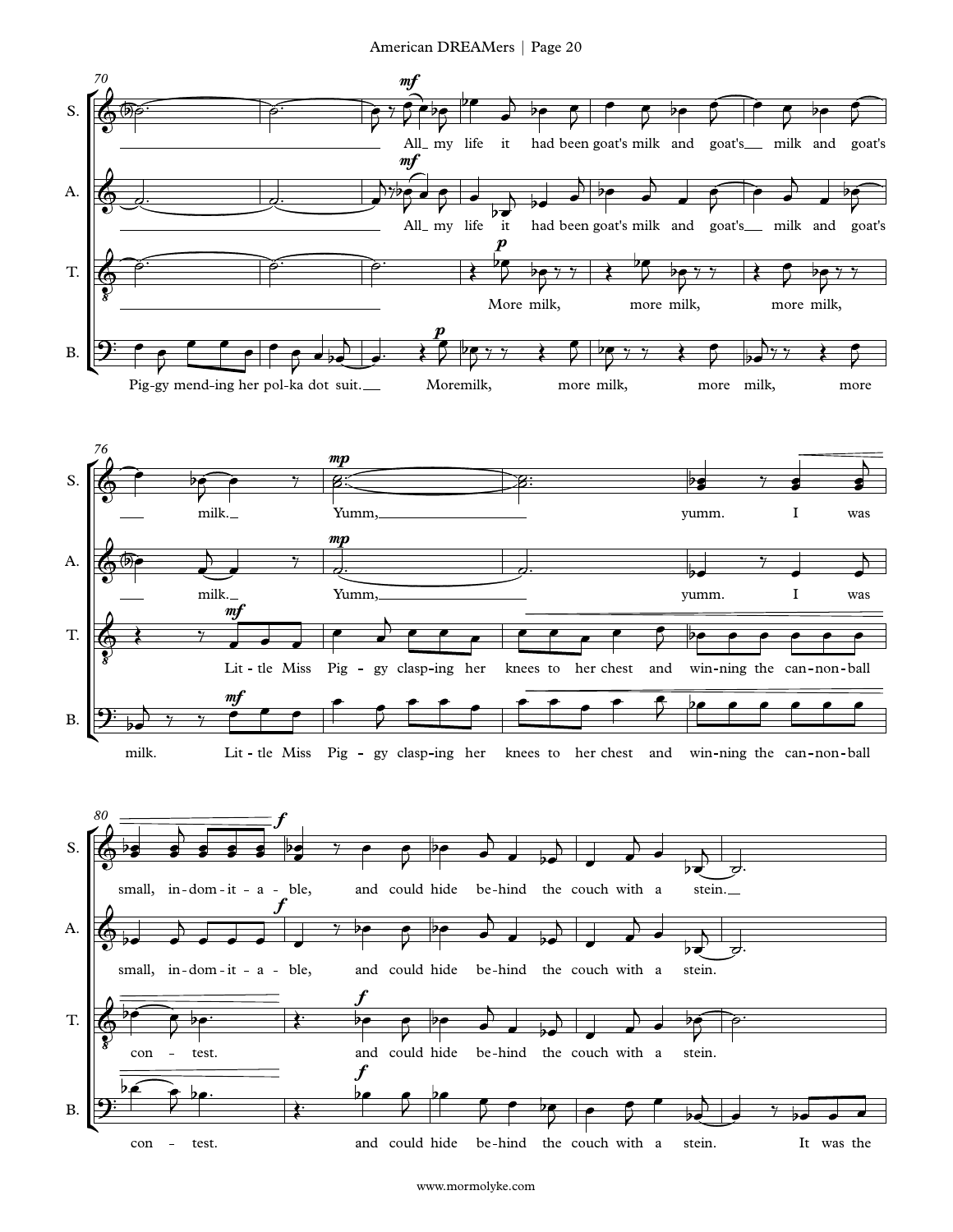**70**

S. All_ my life it had been goat's milk and goat's__ milk and goat's

A. All_ my life it had been goat's milk and goat's__ milk and goat's

T. More milk, more milk, more milk,

B. Pig-gy mend-ing her pol-ka dot suit.__ Moremilk, more milk, more milk, more

**76**

S. __ milk._ Yumm,__ yumm. I was

A. __ milk._ Yumm,__ yumm. I was

T. Lit - tle Miss Pig - gy clasp-ing her knees to her chest and win-ning the can-non-ball

B. milk. Lit - tle Miss Pig - gy clasp-ing her knees to her chest and win-ning the can-non-ball

**80**

S. small, in-dom - it - a - ble, and could hide be-hind the couch with a stein.__

A. small, in-dom - it - a - ble, and could hide be-hind the couch with a stein.

T. con - test. and could hide be-hind the couch with a stein.

B. con - test. and could hide be-hind the couch with a stein. It was the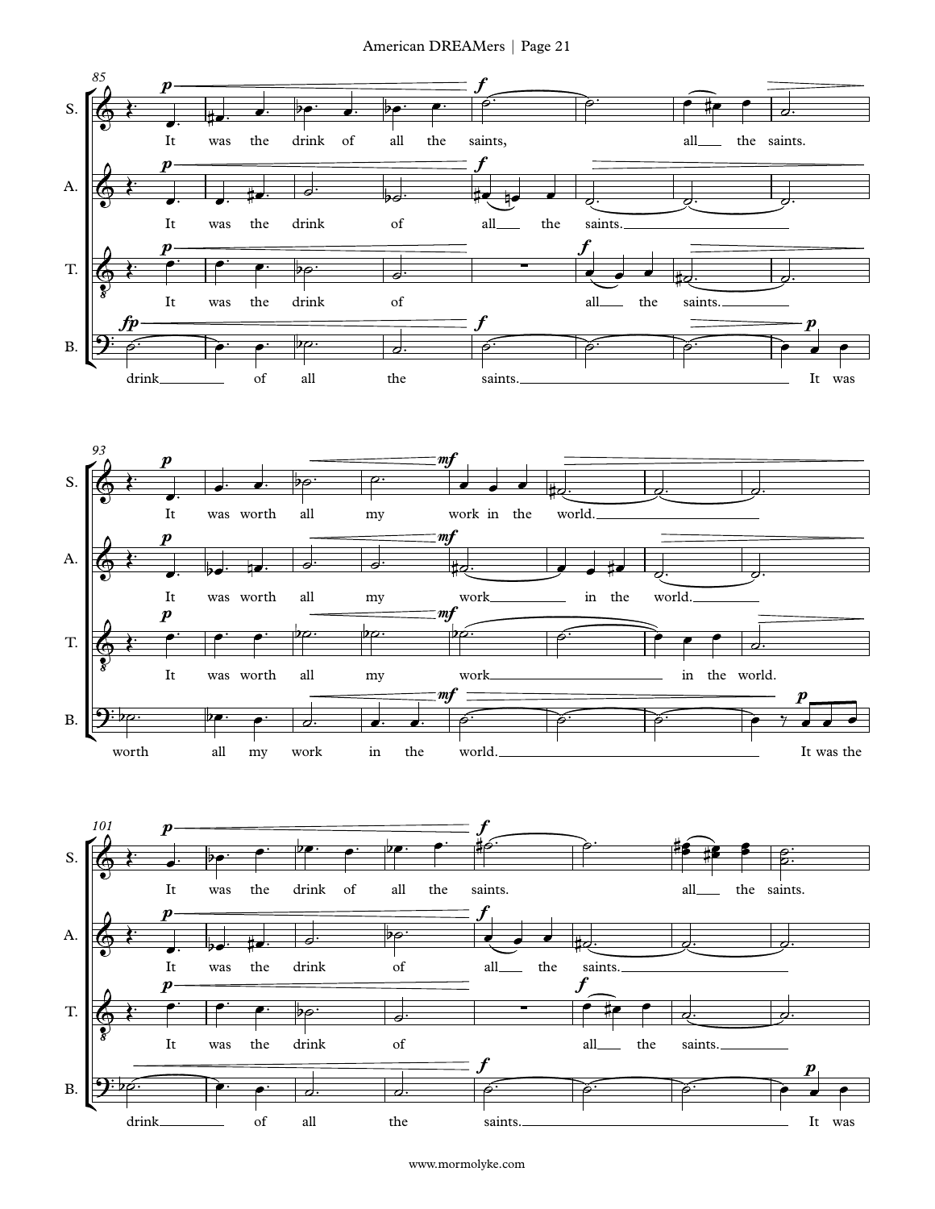85

S. It was the drink of all the saints, all the saints.

A. It was the drink of all the saints.

T. It was the drink of all the saints.

B. drink of all the saints. It was

93

S. It was worth all my work in the world.

A. It was worth all my work in the world.

T. It was worth all my work in the world.

B. worth all my work in the world. It was the

101

S. It was the drink of all the saints. all the saints.

A. It was the drink of all the saints.

T. It was the drink of all the saints.

B. drink of all the saints. It was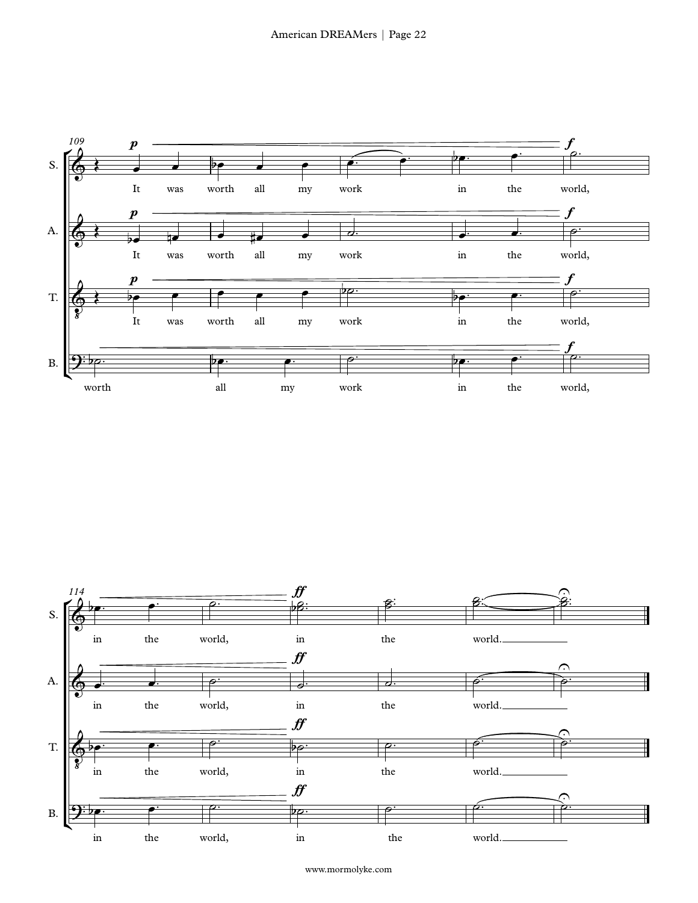109

S. *p* — *f*
It was worth all my work in the world,

A. *p* — *f*
It was worth all my work in the world,

T. *p* — *f*
It was worth all my work in the world,

B. — *f*
worth all my work in the world,

114

S. — *ff*
in the world, in the world.

A. — *ff*
in the world, in the world.

T. — *ff*
in the world, in the world.

B. — *ff*
in the world, in the world.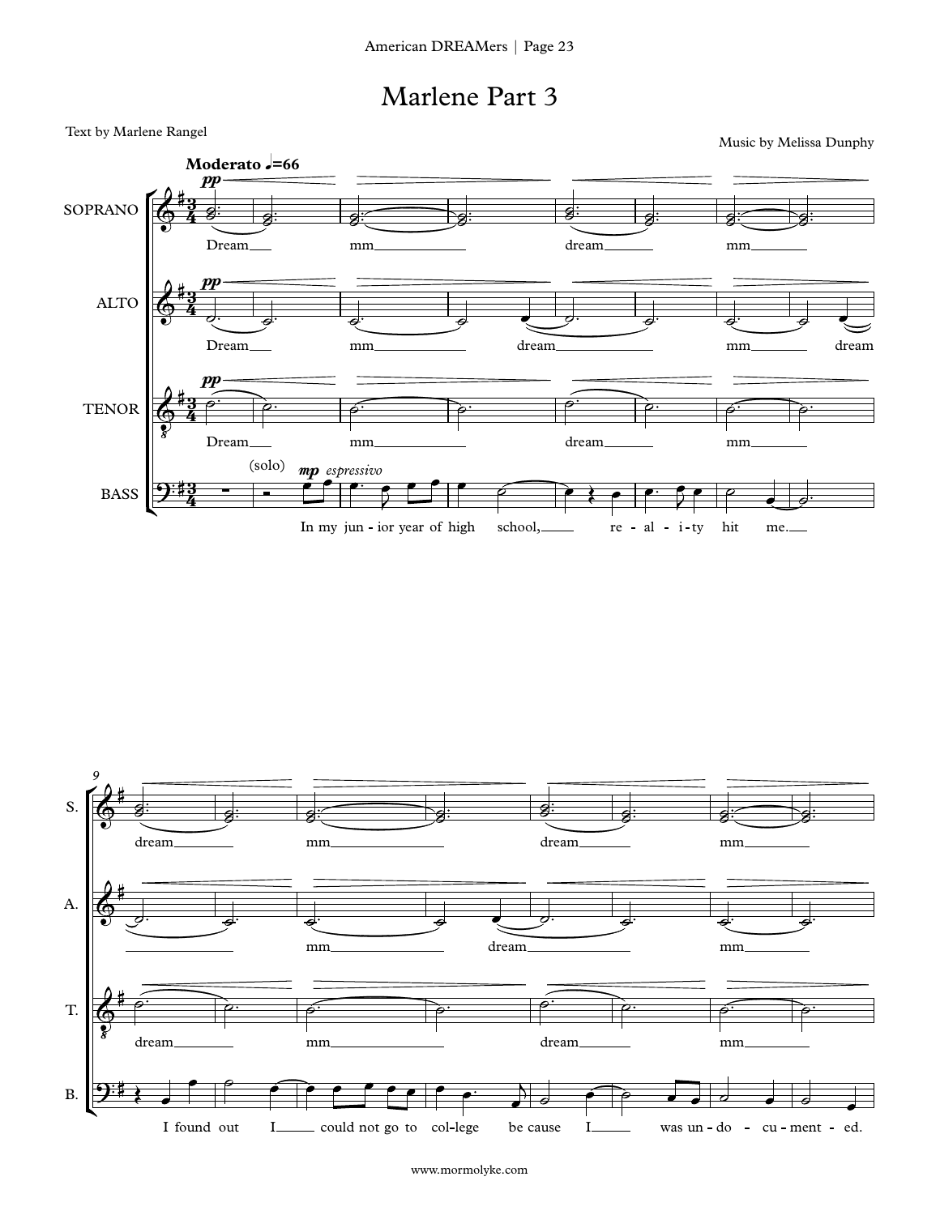# Marlene Part 3

Text by Marlene Rangel

Music by Melissa Dunphy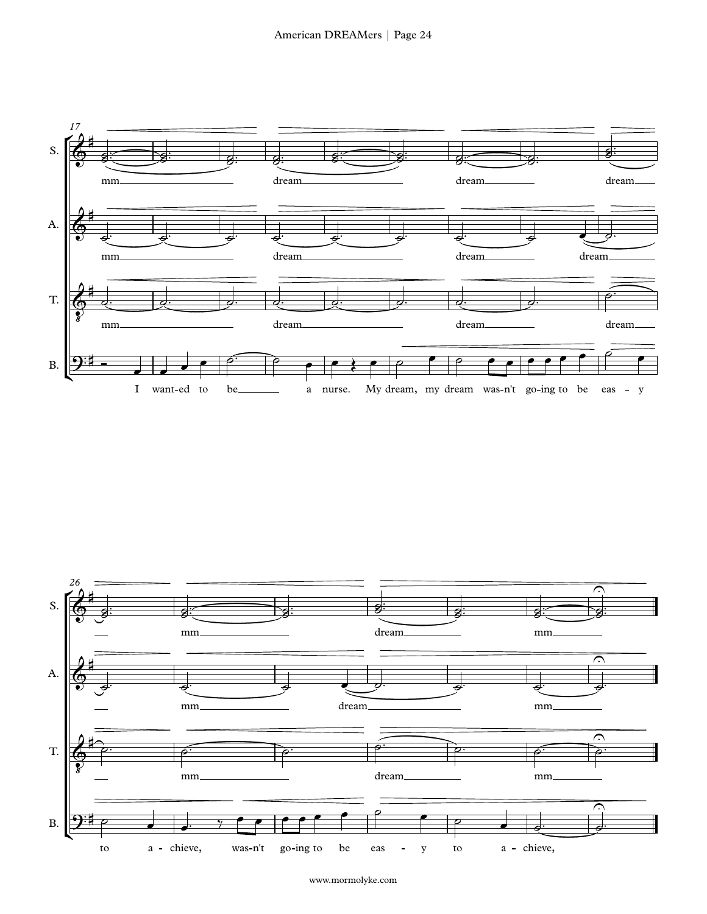17

S. mm dream dream dream

A. mm dream dream dream

T. mm dream dream dream

B. I want-ed to be a nurse. My dream, my dream was-n't go-ing to be eas - y

26

S. mm dream mm

A. mm dream mm

T. mm dream mm

B. to a - chieve, was-n't go-ing to be eas - y to a - chieve,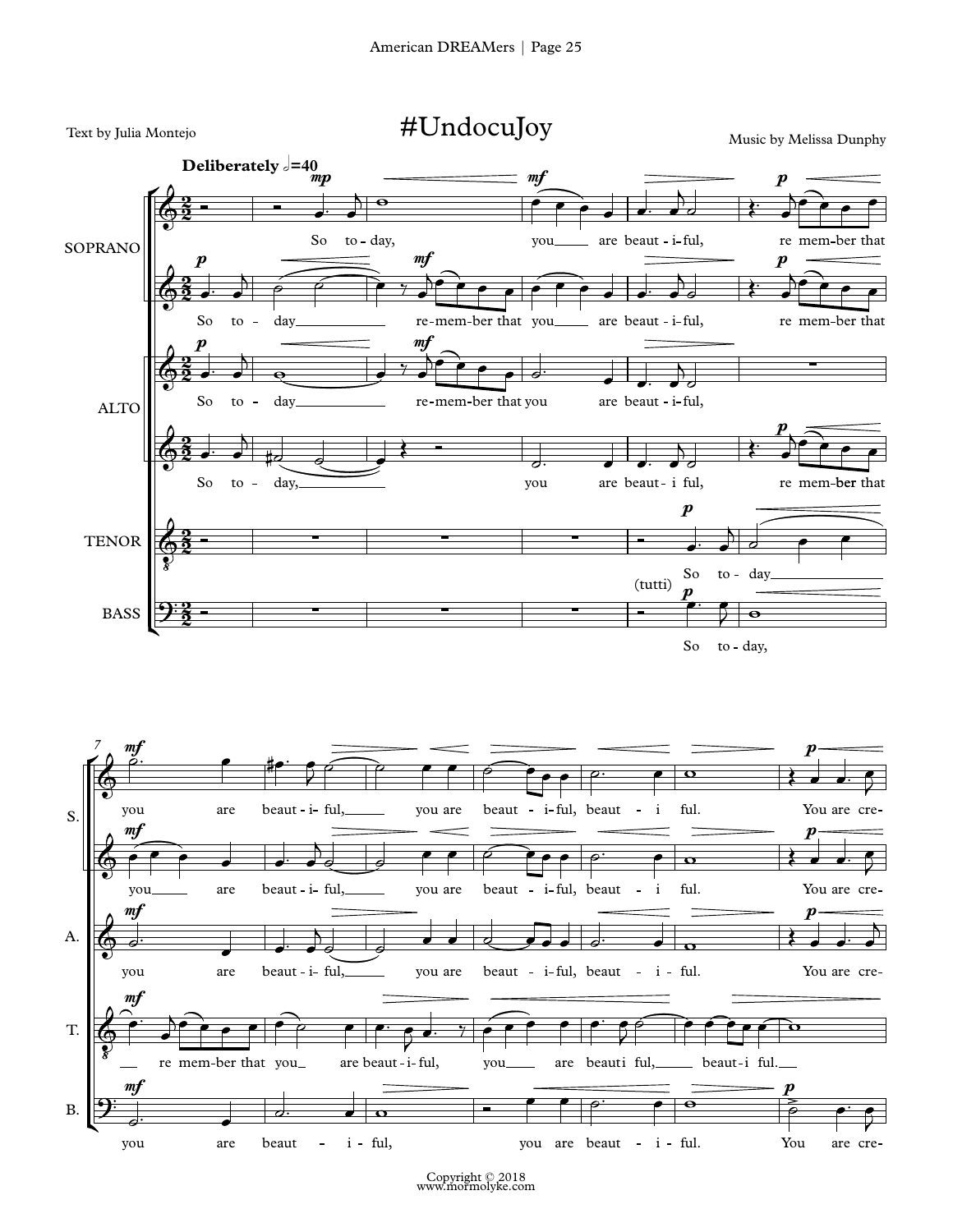# #UndocuJoy

Text by Julia Montejo

Music by Melissa Dunphy

**Deliberately** 𝅗𝅥=40

Copyright © 2018
www.mormolyke.com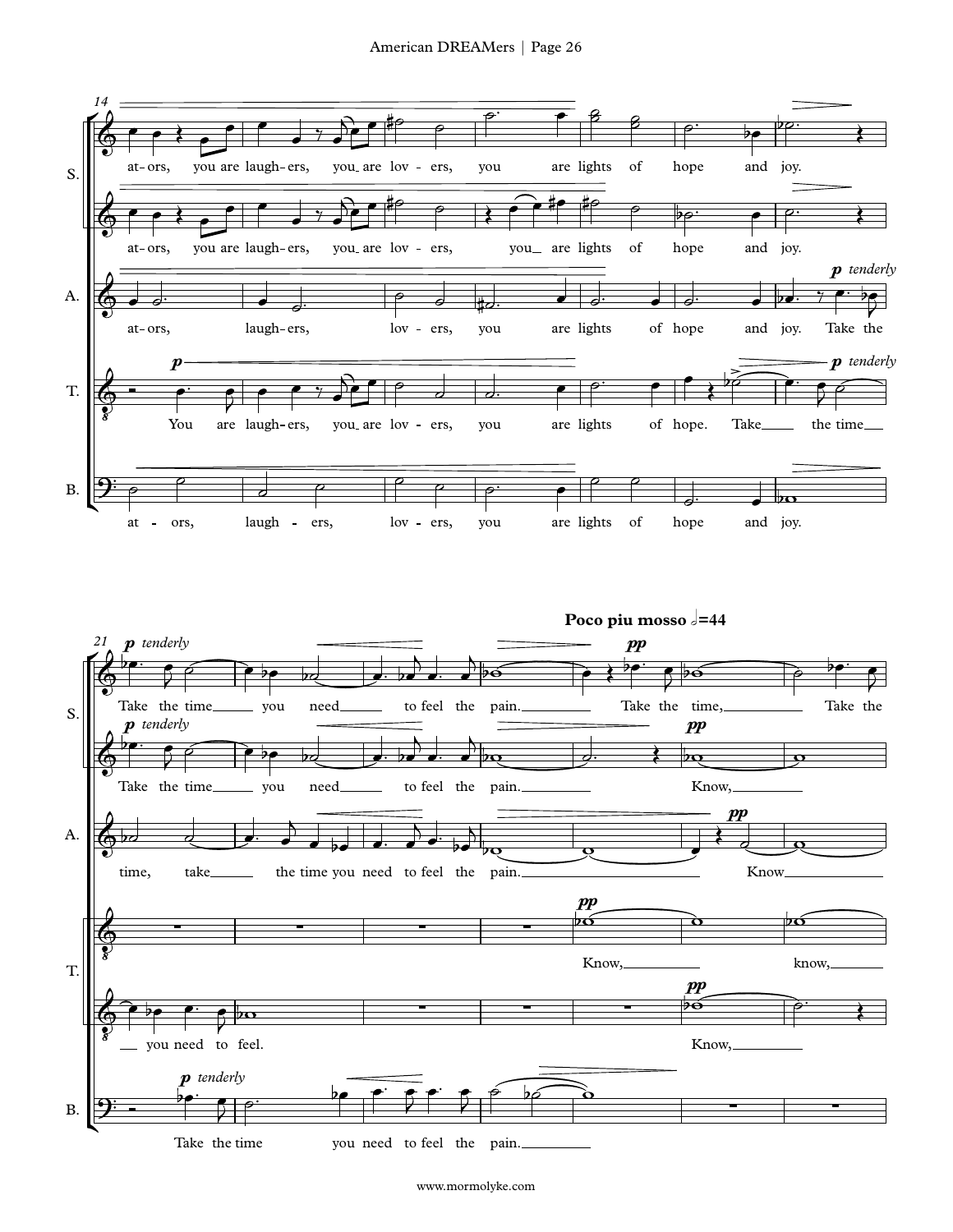**Poco piu mosso** 𝅗𝅥=44

S.: at-ors, you are laugh-ers, you are lov-ers, you are lights of hope and joy.

S.: at-ors, you are laugh-ers, you are lov-ers, you are lights of hope and joy.

A.: at-ors, laugh-ers, lov-ers, you are lights of hope and joy. Take the

T.: You are laugh-ers, you are lov-ers, you are lights of hope. Take the time

B.: at-ors, laugh-ers, lov-ers, you are lights of hope and joy.

S.: Take the time you need to feel the pain. Take the time, Take the

S.: Take the time you need to feel the pain. Know,

A.: time, take the time you need to feel the pain. Know

T.: Know, know,

T.: you need to feel. Know,

B.: Take the time you need to feel the pain.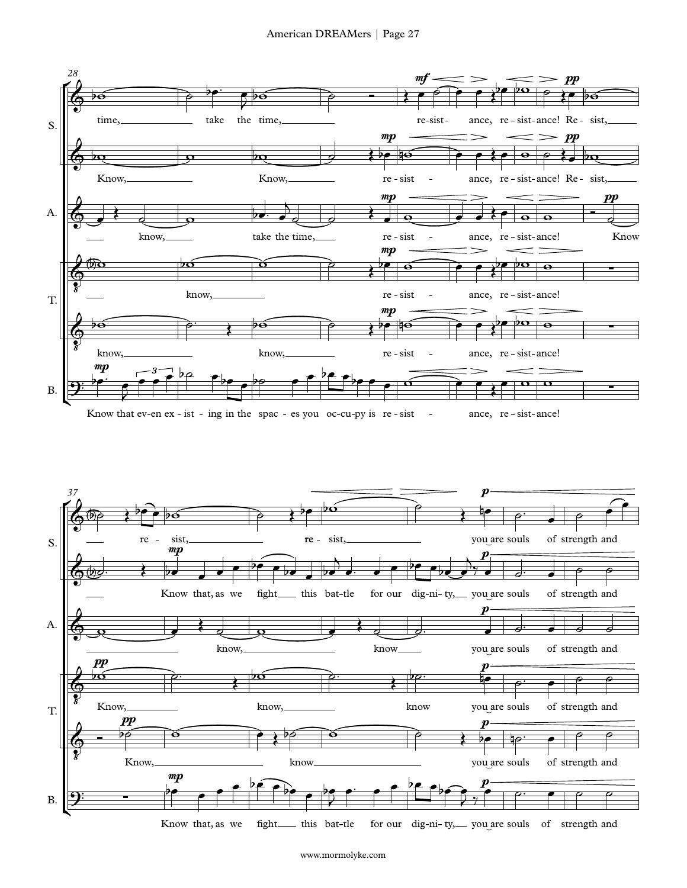28

S. time, take the time, re-sist-ance, re-sist-ance! Re-sist,

Know, Know, re-sist - ance, re-sist-ance! Re-sist,

A. know, take the time, re-sist - ance, re-sist-ance! Know

T. know, re-sist - ance, re-sist-ance!

know, know, re-sist - ance, re-sist-ance!

B. Know that ev-en ex-ist-ing in the spac-es you oc-cu-py is re-sist - ance, re-sist-ance!

37

S. re-sist, re-sist, you are souls of strength and

Know that, as we fight this bat-tle for our dig-ni-ty, you are souls of strength and

A. know, know you are souls of strength and

T. Know, know, know you are souls of strength and

Know, know you are souls of strength and

B. Know that, as we fight this bat-tle for our dig-ni-ty, you are souls of strength and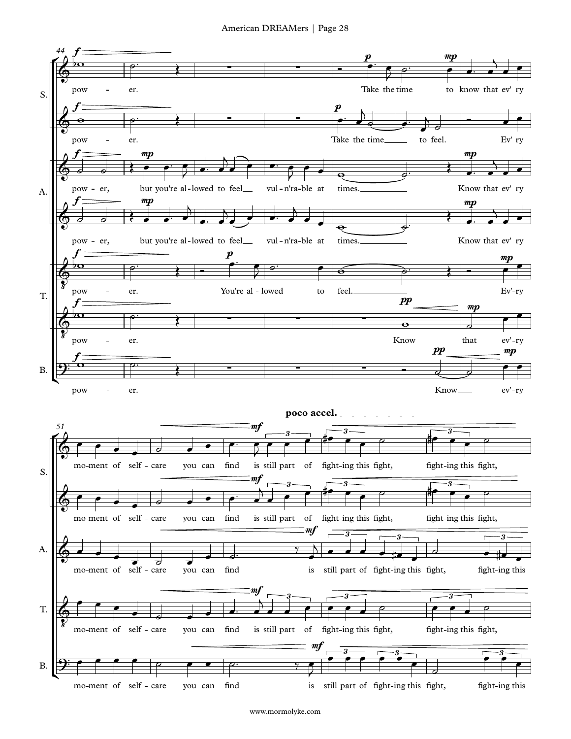**S.**

pow - er. Take the time to know that ev' ry mo-ment of self - care you can find is still part of fight-ing this fight, fight-ing this fight,

pow - er. Take the time to feel. Ev' ry mo-ment of self - care you can find is still part of fight-ing this fight, fight-ing this fight,

**A.**

pow - er, but you're al - lowed to feel vul - n'ra-ble at times. Know that ev' ry mo-ment of self - care you can find is still part of fight-ing this fight, fight-ing this

pow - er, but you're al - lowed to feel vul - n'ra-ble at times. Know that ev' ry

**T.**

pow - er. You're al - lowed to feel. Ev'-ry mo-ment of self - care you can find is still part of fight-ing this fight, fight-ing this fight,

pow - er. Know that ev'-ry

**B.**

pow - er. Know ev'-ry mo-ment of self - care you can find is still part of fight-ing this fight, fight-ing this

**poco accel.**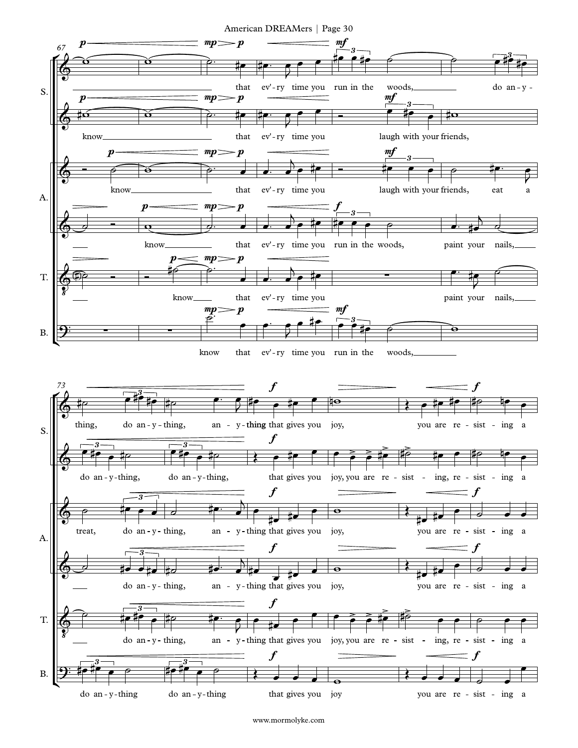**S.**

that ev'ry time you run in the woods, do an-y-thing, do an-y-thing, an-y-thing that gives you joy, you are re-sist-ing a

know that ev'ry time you laugh with your friends, do an-y-thing, do an-y-thing, that gives you joy, you are re-sist-ing, re-sist-ing a

**A.**

know that ev'ry time you laugh with your friends, eat a treat, do an-y-thing, an-y-thing that gives you joy, you are re-sist-ing a

know that ev'ry time you run in the woods, paint your nails, do an-y-thing, an-y-thing that gives you joy, you are re-sist-ing a

**T.**

know that ev'ry time you paint your nails, do an-y-thing, an-y-thing that gives you joy, you are re-sist-ing, re-sist-ing a

**B.**

know that ev'ry time you run in the woods, do an-y-thing do an-y-thing that gives you joy you are re-sist-ing a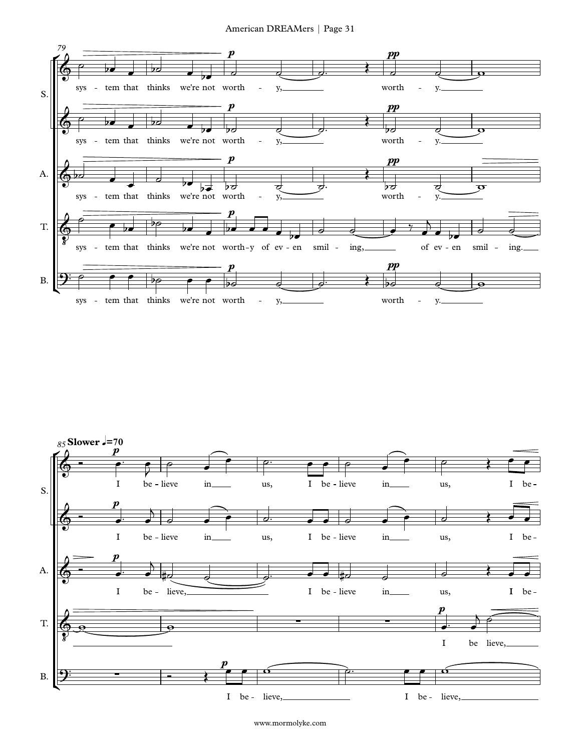**Slower ♩=70**

S.: sys - tem that thinks we're not worth - y, worth - y.

A.: sys - tem that thinks we're not worth - y, worth - y.

T.: sys - tem that thinks we're not worth-y of ev - en smil - ing, of ev - en smil - ing.

B.: sys - tem that thinks we're not worth - y, worth - y.

S.: I be - lieve in us, I be - lieve in us, I be -

A.: I be - lieve, I be - lieve in us, I be -

T.: I be lieve,

B.: I be - lieve, I be - lieve,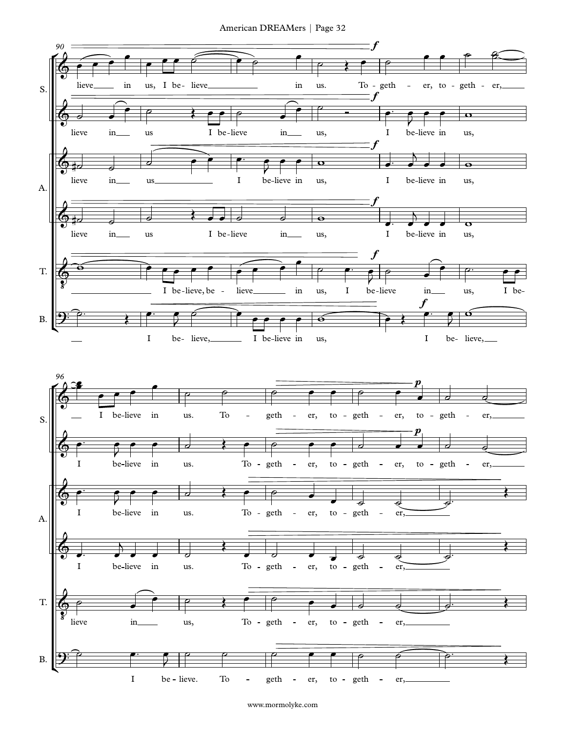**System 1 (measures 90–95)**

S. I: lieve in us, I be- lieve in us. To - geth - er, to - geth - er,

S. II: lieve in us I be- lieve in us, I be- lieve in us,

A. I: lieve in us I be- lieve in us, I be- lieve in us,

A. II: lieve in us I be- lieve in us, I be- lieve in us,

T.: I be- lieve, be - lieve in us, I be- lieve in us, I be-

B.: I be- lieve, I be- lieve in us, I be- lieve,

*f*

**System 2 (measures 96–100)**

S. I: I be- lieve in us. To - geth - er, to - geth - er, to - geth - er,

S. II: I be- lieve in us. To - geth - er, to - geth - er, to - geth - er,

A. I: I be- lieve in us. To - geth - er, to - geth - er,

A. II: I be- lieve in us. To - geth - er, to - geth - er,

T.: lieve in us, To - geth - er, to - geth - er,

B.: I be - lieve. To - geth - er, to - geth - er,

*p*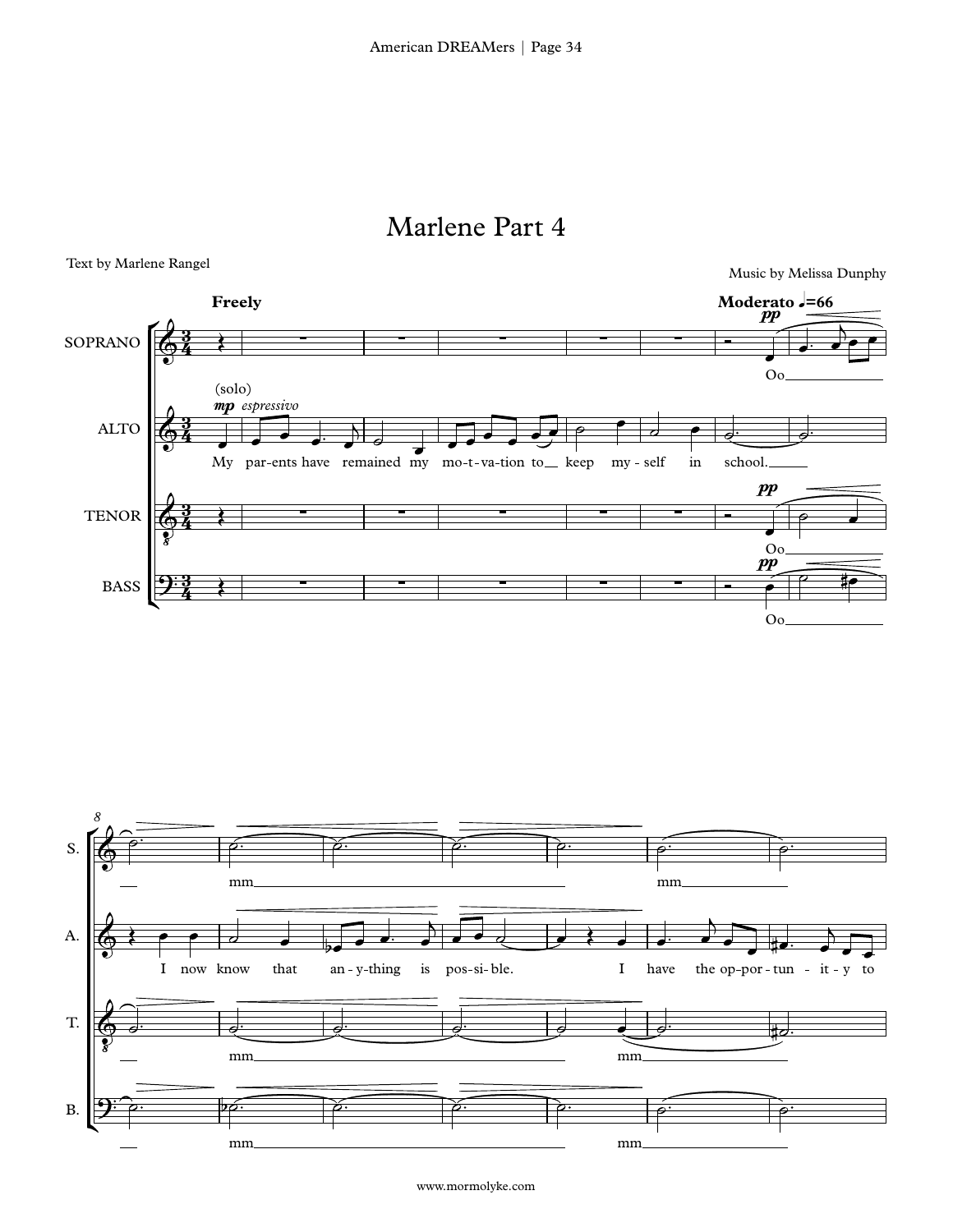# Marlene Part 4

Text by Marlene Rangel

Music by Melissa Dunphy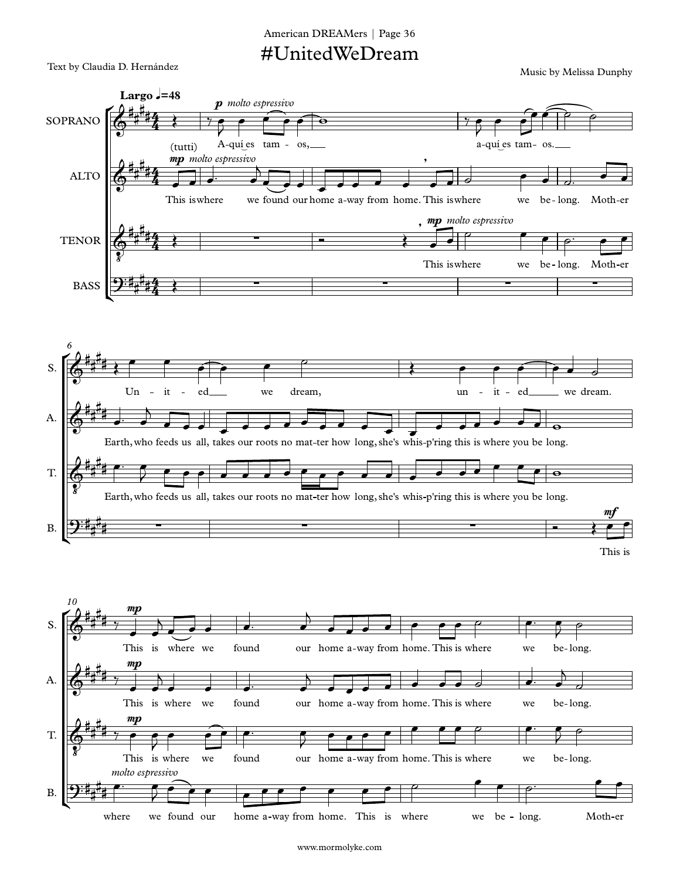# #UnitedWeDream

Text by Claudia D. Hernández

Music by Melissa Dunphy

**Largo** ♩=48

SOPRANO: *p molto espressivo* (tutti) A-quí es tam - os, a-quí es tam- os. Un - it - ed we dream, un - it - ed we dream. *mp* This is where we found our home a-way from home. This is where we be-long.

ALTO: *mp molto espressivo* This is where we found our home a-way from home. This is where we be- long. Moth-er Earth, who feeds us all, takes our roots no mat-ter how long, she's whis-p'ring this is where you be long. *mp* This is where we found our home a-way from home. This is where we be-long.

TENOR: *mp molto espressivo* This is where we be- long. Moth-er Earth, who feeds us all, takes our roots no mat-ter how long, she's whis-p'ring this is where you be long. *mp* This is where we found our home a-way from home. This is where we be-long.

BASS: *mf* This is *molto espressivo* where we found our home a-way from home. This is where we be - long. Moth-er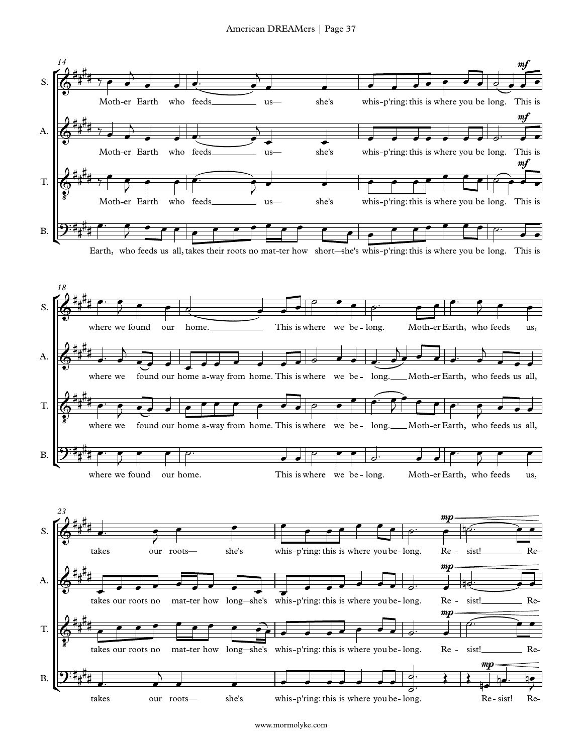**14**

S. Moth-er Earth who feeds us— she's whis-p'ring: this is where you be long. *mf* This is

A. Moth-er Earth who feeds us— she's whis-p'ring: this is where you be long. *mf* This is

T. Moth-er Earth who feeds us— she's whis-p'ring: this is where you be long. *mf* This is

B. Earth, who feeds us all, takes their roots no mat-ter how short—she's whis-p'ring: this is where you be long. This is

**18**

S. where we found our home. This is where we be - long. Moth-er Earth, who feeds us,

A. where we found our home a-way from home. This is where we be - long. Moth-er Earth, who feeds us all,

T. where we found our home a-way from home. This is where we be - long. Moth-er Earth, who feeds us all,

B. where we found our home. This is where we be - long. Moth-er Earth, who feeds us,

**23**

S. takes our roots— she's whis-p'ring: this is where you be-long. *mp* Re - sist! Re-

A. takes our roots no mat-ter how long—she's whis-p'ring: this is where you be-long. *mp* Re - sist! Re-

T. takes our roots no mat-ter how long—she's whis-p'ring: this is where you be-long. *mp* Re - sist! Re-

B. takes our roots— she's whis-p'ring: this is where you be-long. *mp* Re-sist! Re-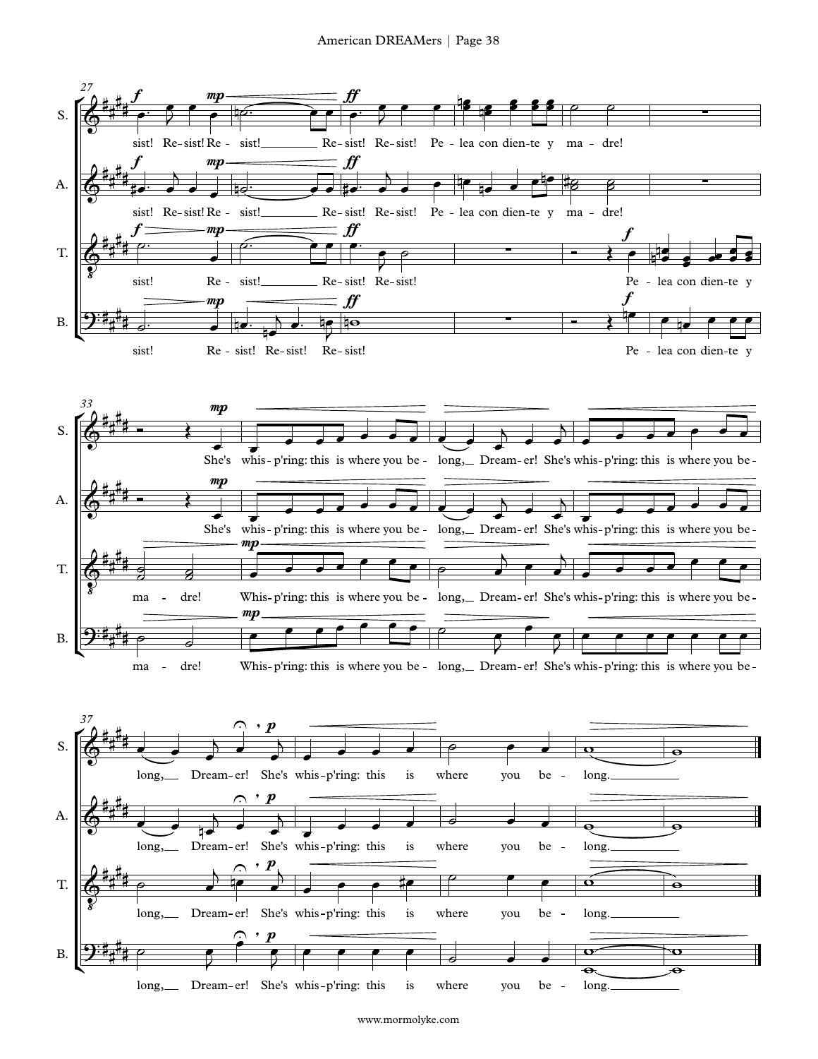27

S. sist! Re-sist! Re - sist! Re-sist! Re-sist! Pe - lea con dien-te y ma - dre!

A. sist! Re-sist! Re - sist! Re-sist! Re-sist! Pe - lea con dien-te y ma - dre!

T. sist! Re - sist! Re-sist! Re-sist! Pe - lea con dien-te y

B. sist! Re - sist! Re-sist! Re-sist! Pe - lea con dien-te y

33

S. She's whis-p'ring: this is where you be - long, Dream-er! She's whis-p'ring: this is where you be -

A. She's whis-p'ring: this is where you be - long, Dream-er! She's whis-p'ring: this is where you be -

T. ma - dre! Whis-p'ring: this is where you be - long, Dream-er! She's whis-p'ring: this is where you be -

B. ma - dre! Whis-p'ring: this is where you be - long, Dream-er! She's whis-p'ring: this is where you be -

37

S. long, Dream-er! She's whis-p'ring: this is where you be - long.

A. long, Dream-er! She's whis-p'ring: this is where you be - long.

T. long, Dream-er! She's whis-p'ring: this is where you be - long.

B. long, Dream-er! She's whis-p'ring: this is where you be - long.